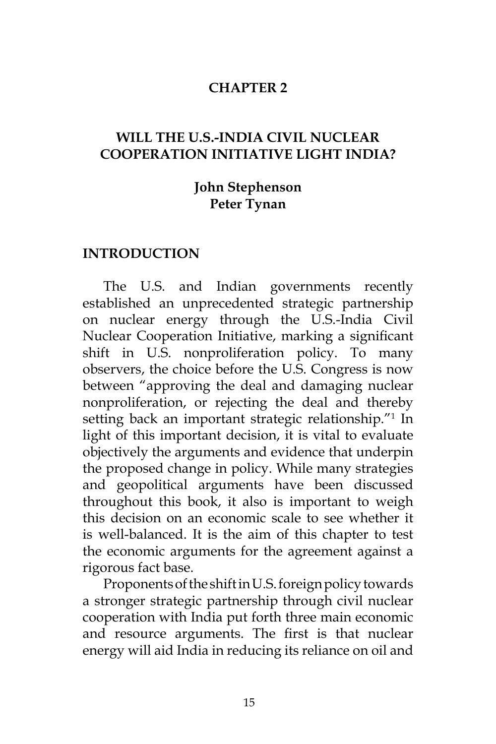# CHAPTER 2

## WILL THE U.S.-INDIA CIVIL NUCLEAR COOPERATION INITIATIVE LIGHT INDIA?

**John Stephenson**
**Peter Tynan**

## INTRODUCTION

The U.S. and Indian governments recently established an unprecedented strategic partnership on nuclear energy through the U.S.-India Civil Nuclear Cooperation Initiative, marking a significant shift in U.S. nonproliferation policy. To many observers, the choice before the U.S. Congress is now between "approving the deal and damaging nuclear nonproliferation, or rejecting the deal and thereby setting back an important strategic relationship."[1] In light of this important decision, it is vital to evaluate objectively the arguments and evidence that underpin the proposed change in policy. While many strategies and geopolitical arguments have been discussed throughout this book, it also is important to weigh this decision on an economic scale to see whether it is well-balanced. It is the aim of this chapter to test the economic arguments for the agreement against a rigorous fact base.

Proponents of the shift in U.S. foreign policy towards a stronger strategic partnership through civil nuclear cooperation with India put forth three main economic and resource arguments. The first is that nuclear energy will aid India in reducing its reliance on oil and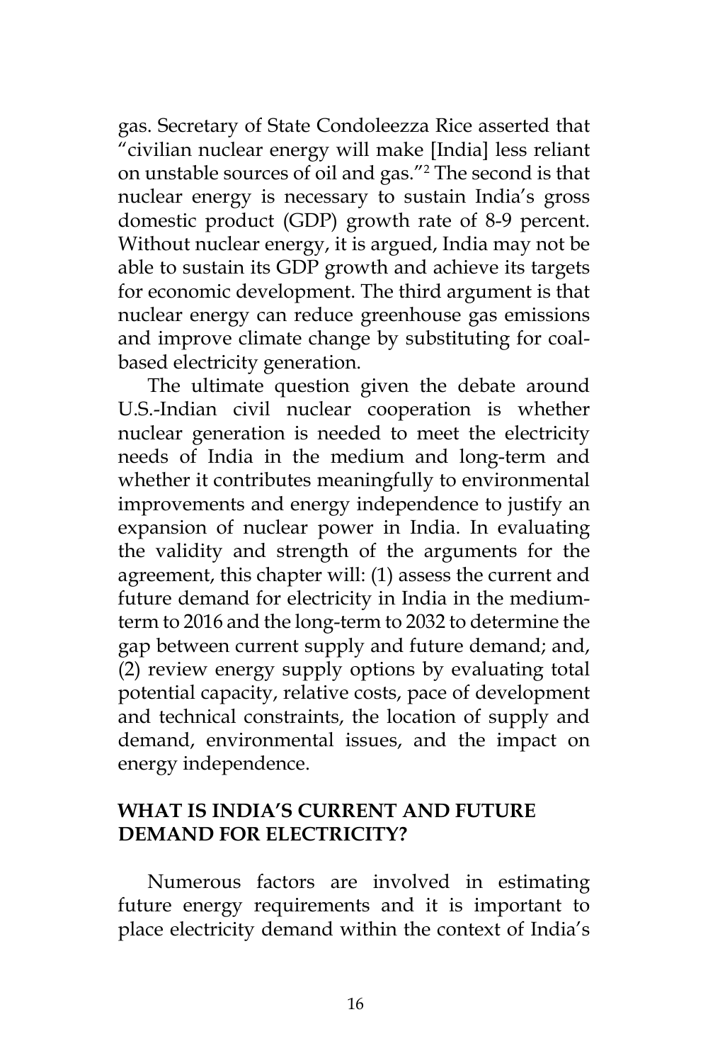gas. Secretary of State Condoleezza Rice asserted that "civilian nuclear energy will make [India] less reliant on unstable sources of oil and gas."[2] The second is that nuclear energy is necessary to sustain India's gross domestic product (GDP) growth rate of 8-9 percent. Without nuclear energy, it is argued, India may not be able to sustain its GDP growth and achieve its targets for economic development. The third argument is that nuclear energy can reduce greenhouse gas emissions and improve climate change by substituting for coal-based electricity generation.

The ultimate question given the debate around U.S.-Indian civil nuclear cooperation is whether nuclear generation is needed to meet the electricity needs of India in the medium and long-term and whether it contributes meaningfully to environmental improvements and energy independence to justify an expansion of nuclear power in India. In evaluating the validity and strength of the arguments for the agreement, this chapter will: (1) assess the current and future demand for electricity in India in the medium-term to 2016 and the long-term to 2032 to determine the gap between current supply and future demand; and, (2) review energy supply options by evaluating total potential capacity, relative costs, pace of development and technical constraints, the location of supply and demand, environmental issues, and the impact on energy independence.

## WHAT IS INDIA'S CURRENT AND FUTURE DEMAND FOR ELECTRICITY?

Numerous factors are involved in estimating future energy requirements and it is important to place electricity demand within the context of India's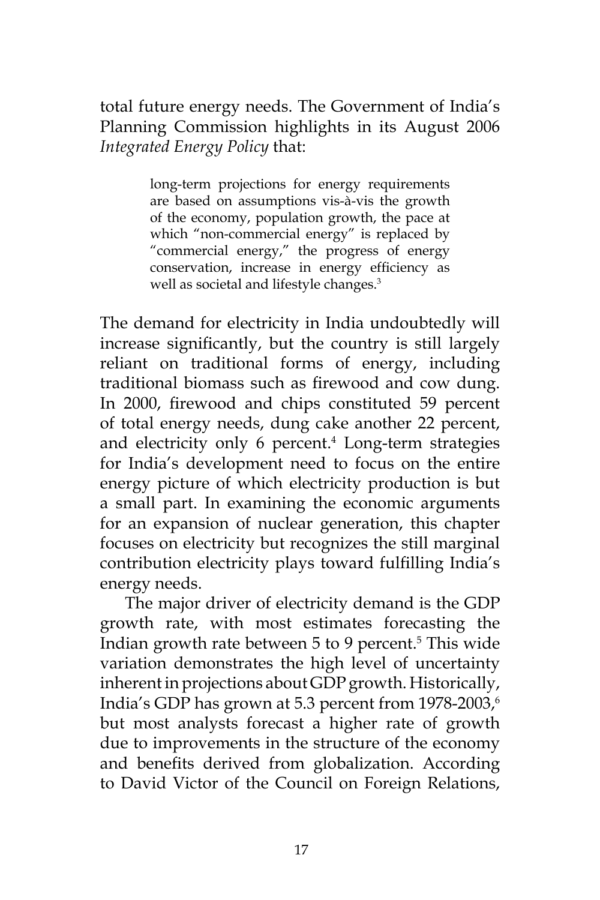total future energy needs. The Government of India's Planning Commission highlights in its August 2006 *Integrated Energy Policy* that:

> long-term projections for energy requirements are based on assumptions vis-à-vis the growth of the economy, population growth, the pace at which "non-commercial energy" is replaced by "commercial energy," the progress of energy conservation, increase in energy efficiency as well as societal and lifestyle changes.[3]

The demand for electricity in India undoubtedly will increase significantly, but the country is still largely reliant on traditional forms of energy, including traditional biomass such as firewood and cow dung. In 2000, firewood and chips constituted 59 percent of total energy needs, dung cake another 22 percent, and electricity only 6 percent.[4] Long-term strategies for India's development need to focus on the entire energy picture of which electricity production is but a small part. In examining the economic arguments for an expansion of nuclear generation, this chapter focuses on electricity but recognizes the still marginal contribution electricity plays toward fulfilling India's energy needs.

The major driver of electricity demand is the GDP growth rate, with most estimates forecasting the Indian growth rate between 5 to 9 percent.[5] This wide variation demonstrates the high level of uncertainty inherent in projections about GDP growth. Historically, India's GDP has grown at 5.3 percent from 1978-2003,[6] but most analysts forecast a higher rate of growth due to improvements in the structure of the economy and benefits derived from globalization. According to David Victor of the Council on Foreign Relations,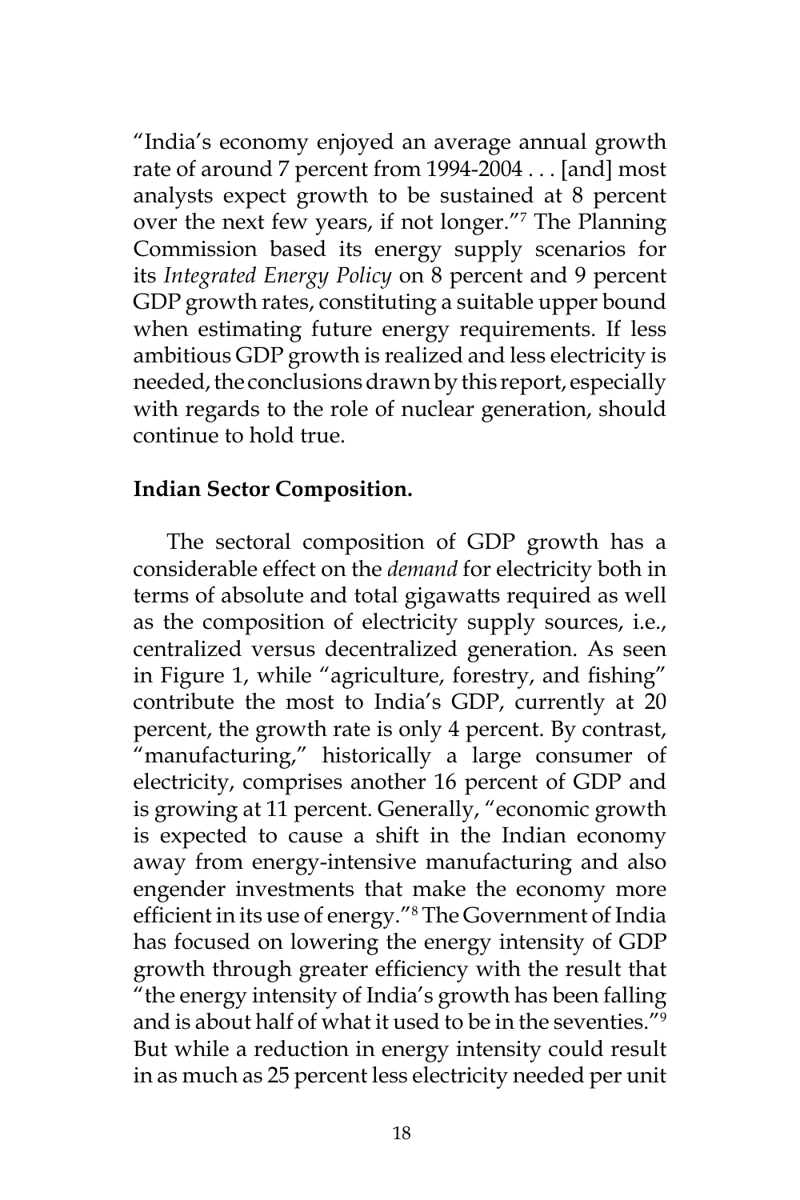"India's economy enjoyed an average annual growth rate of around 7 percent from 1994-2004 . . . [and] most analysts expect growth to be sustained at 8 percent over the next few years, if not longer."[7] The Planning Commission based its energy supply scenarios for its *Integrated Energy Policy* on 8 percent and 9 percent GDP growth rates, constituting a suitable upper bound when estimating future energy requirements. If less ambitious GDP growth is realized and less electricity is needed, the conclusions drawn by this report, especially with regards to the role of nuclear generation, should continue to hold true.

**Indian Sector Composition.**

The sectoral composition of GDP growth has a considerable effect on the *demand* for electricity both in terms of absolute and total gigawatts required as well as the composition of electricity supply sources, i.e., centralized versus decentralized generation. As seen in Figure 1, while "agriculture, forestry, and fishing" contribute the most to India's GDP, currently at 20 percent, the growth rate is only 4 percent. By contrast, "manufacturing," historically a large consumer of electricity, comprises another 16 percent of GDP and is growing at 11 percent. Generally, "economic growth is expected to cause a shift in the Indian economy away from energy-intensive manufacturing and also engender investments that make the economy more efficient in its use of energy."[8] The Government of India has focused on lowering the energy intensity of GDP growth through greater efficiency with the result that "the energy intensity of India's growth has been falling and is about half of what it used to be in the seventies."[9] But while a reduction in energy intensity could result in as much as 25 percent less electricity needed per unit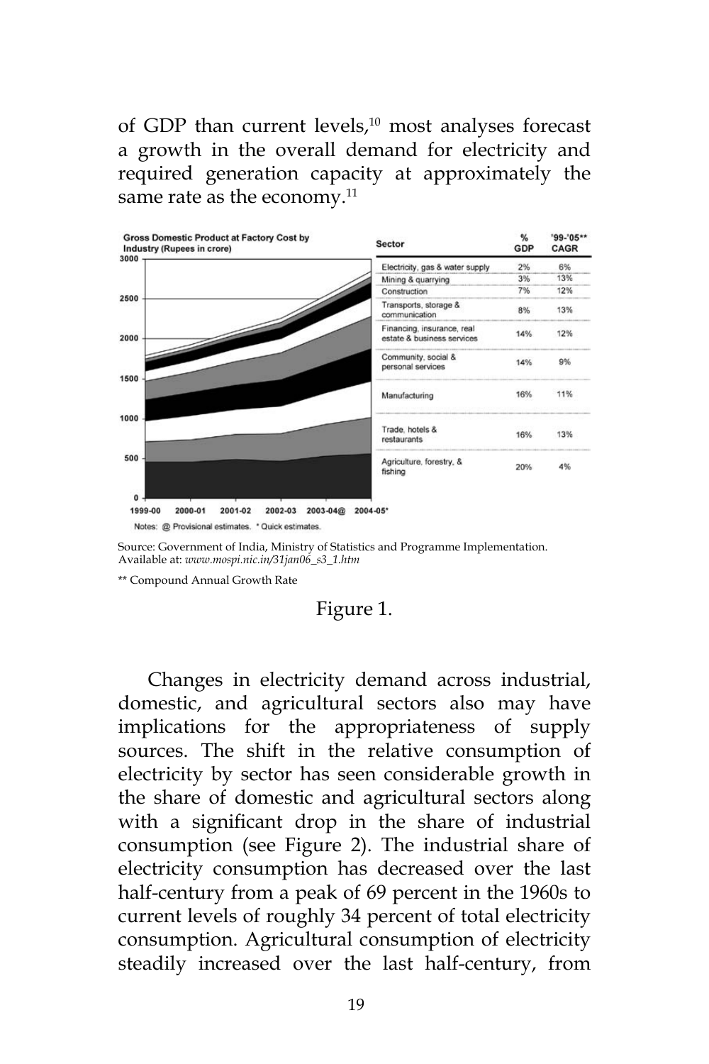of GDP than current levels,[10] most analyses forecast a growth in the overall demand for electricity and required generation capacity at approximately the same rate as the economy.[11]

**Gross Domestic Product at Factory Cost by Industry (Rupees in crore)**

| Sector | % GDP | '99-'05** CAGR |
|---|---|---|
| Electricity, gas & water supply | 2% | 6% |
| Mining & quarrying | 3% | 13% |
| Construction | 7% | 12% |
| Transports, storage & communication | 8% | 13% |
| Financing, insurance, real estate & business services | 14% | 12% |
| Community, social & personal services | 14% | 9% |
| Manufacturing | 16% | 11% |
| Trade, hotels & restaurants | 16% | 13% |
| Agriculture, forestry, & fishing | 20% | 4% |

Notes: @ Provisional estimates. * Quick estimates.

Source: Government of India, Ministry of Statistics and Programme Implementation. Available at: *www.mospi.nic.in/31jan06_s3_1.htm*

** Compound Annual Growth Rate

Figure 1.

Changes in electricity demand across industrial, domestic, and agricultural sectors also may have implications for the appropriateness of supply sources. The shift in the relative consumption of electricity by sector has seen considerable growth in the share of domestic and agricultural sectors along with a significant drop in the share of industrial consumption (see Figure 2). The industrial share of electricity consumption has decreased over the last half-century from a peak of 69 percent in the 1960s to current levels of roughly 34 percent of total electricity consumption. Agricultural consumption of electricity steadily increased over the last half-century, from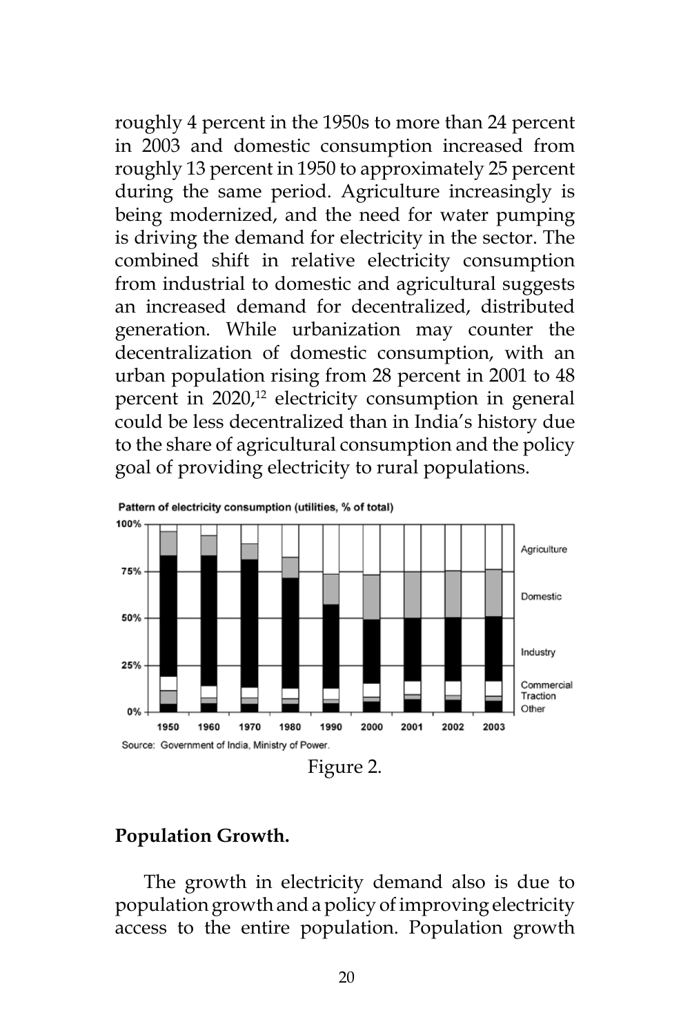roughly 4 percent in the 1950s to more than 24 percent in 2003 and domestic consumption increased from roughly 13 percent in 1950 to approximately 25 percent during the same period. Agriculture increasingly is being modernized, and the need for water pumping is driving the demand for electricity in the sector. The combined shift in relative electricity consumption from industrial to domestic and agricultural suggests an increased demand for decentralized, distributed generation. While urbanization may counter the decentralization of domestic consumption, with an urban population rising from 28 percent in 2001 to 48 percent in 2020,[12] electricity consumption in general could be less decentralized than in India's history due to the share of agricultural consumption and the policy goal of providing electricity to rural populations.

Pattern of electricity consumption (utilities, % of total)

Source: Government of India, Ministry of Power.

Figure 2.

**Population Growth.**

The growth in electricity demand also is due to population growth and a policy of improving electricity access to the entire population. Population growth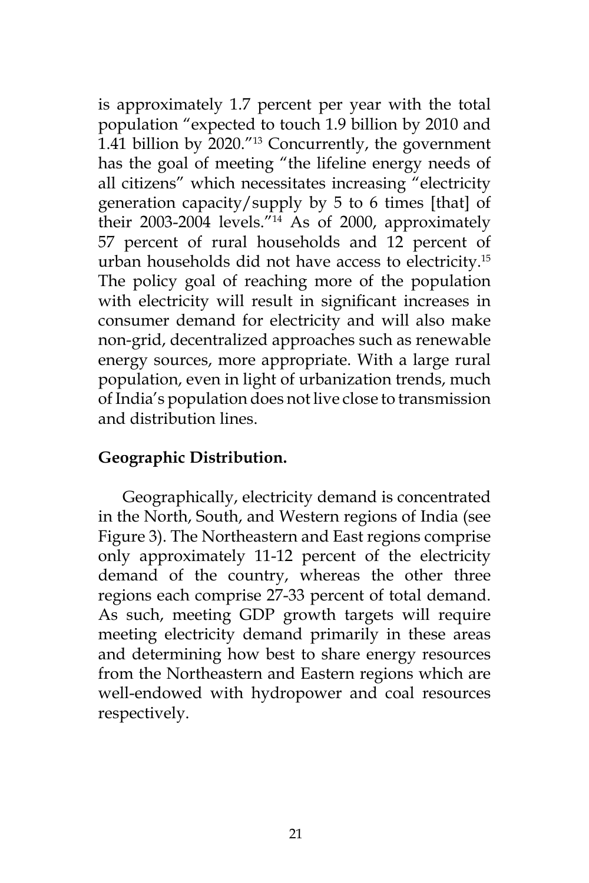is approximately 1.7 percent per year with the total population "expected to touch 1.9 billion by 2010 and 1.41 billion by 2020."[13] Concurrently, the government has the goal of meeting "the lifeline energy needs of all citizens" which necessitates increasing "electricity generation capacity/supply by 5 to 6 times [that] of their 2003-2004 levels."[14] As of 2000, approximately 57 percent of rural households and 12 percent of urban households did not have access to electricity.[15] The policy goal of reaching more of the population with electricity will result in significant increases in consumer demand for electricity and will also make non-grid, decentralized approaches such as renewable energy sources, more appropriate. With a large rural population, even in light of urbanization trends, much of India's population does not live close to transmission and distribution lines.

**Geographic Distribution.**

Geographically, electricity demand is concentrated in the North, South, and Western regions of India (see Figure 3). The Northeastern and East regions comprise only approximately 11-12 percent of the electricity demand of the country, whereas the other three regions each comprise 27-33 percent of total demand. As such, meeting GDP growth targets will require meeting electricity demand primarily in these areas and determining how best to share energy resources from the Northeastern and Eastern regions which are well-endowed with hydropower and coal resources respectively.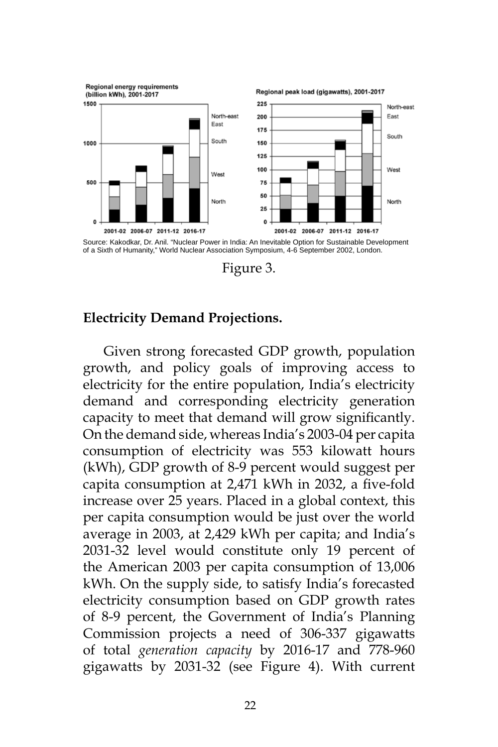Source: Kakodkar, Dr. Anil. "Nuclear Power in India: An Inevitable Option for Sustainable Development of a Sixth of Humanity," World Nuclear Association Symposium, 4-6 September 2002, London.

Figure 3.

**Electricity Demand Projections.**

Given strong forecasted GDP growth, population growth, and policy goals of improving access to electricity for the entire population, India's electricity demand and corresponding electricity generation capacity to meet that demand will grow significantly. On the demand side, whereas India's 2003-04 per capita consumption of electricity was 553 kilowatt hours (kWh), GDP growth of 8-9 percent would suggest per capita consumption at 2,471 kWh in 2032, a five-fold increase over 25 years. Placed in a global context, this per capita consumption would be just over the world average in 2003, at 2,429 kWh per capita; and India's 2031-32 level would constitute only 19 percent of the American 2003 per capita consumption of 13,006 kWh. On the supply side, to satisfy India's forecasted electricity consumption based on GDP growth rates of 8-9 percent, the Government of India's Planning Commission projects a need of 306-337 gigawatts of total *generation capacity* by 2016-17 and 778-960 gigawatts by 2031-32 (see Figure 4). With current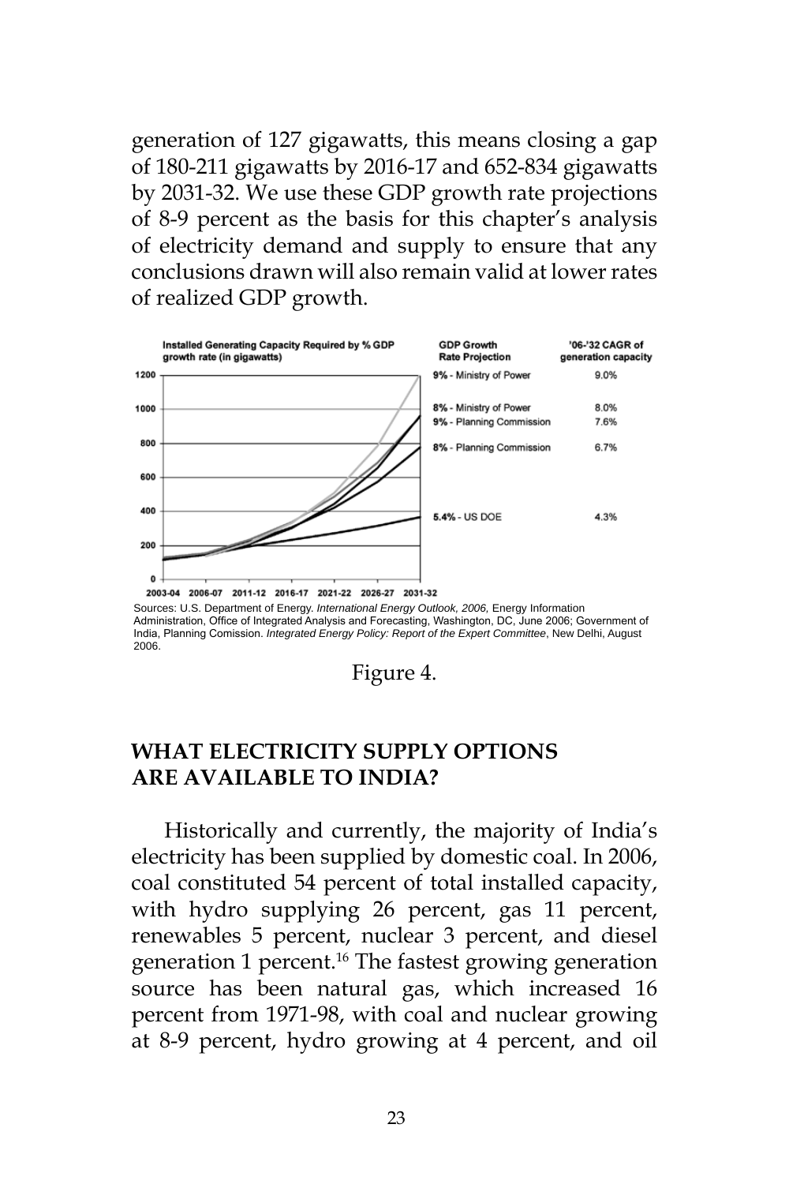generation of 127 gigawatts, this means closing a gap of 180-211 gigawatts by 2016-17 and 652-834 gigawatts by 2031-32. We use these GDP growth rate projections of 8-9 percent as the basis for this chapter's analysis of electricity demand and supply to ensure that any conclusions drawn will also remain valid at lower rates of realized GDP growth.

**Installed Generating Capacity Required by % GDP growth rate (in gigawatts)**

| GDP Growth Rate Projection | '06-'32 CAGR of generation capacity |
| --- | --- |
| 9% - Ministry of Power | 9.0% |
| 8% - Ministry of Power | 8.0% |
| 9% - Planning Commission | 7.6% |
| 8% - Planning Commission | 6.7% |
| 5.4% - US DOE | 4.3% |

Sources: U.S. Department of Energy. *International Energy Outlook, 2006,* Energy Information Administration, Office of Integrated Analysis and Forecasting, Washington, DC, June 2006; Government of India, Planning Comission. *Integrated Energy Policy: Report of the Expert Committee*, New Delhi, August 2006.

Figure 4.

## WHAT ELECTRICITY SUPPLY OPTIONS ARE AVAILABLE TO INDIA?

Historically and currently, the majority of India's electricity has been supplied by domestic coal. In 2006, coal constituted 54 percent of total installed capacity, with hydro supplying 26 percent, gas 11 percent, renewables 5 percent, nuclear 3 percent, and diesel generation 1 percent.[16] The fastest growing generation source has been natural gas, which increased 16 percent from 1971-98, with coal and nuclear growing at 8-9 percent, hydro growing at 4 percent, and oil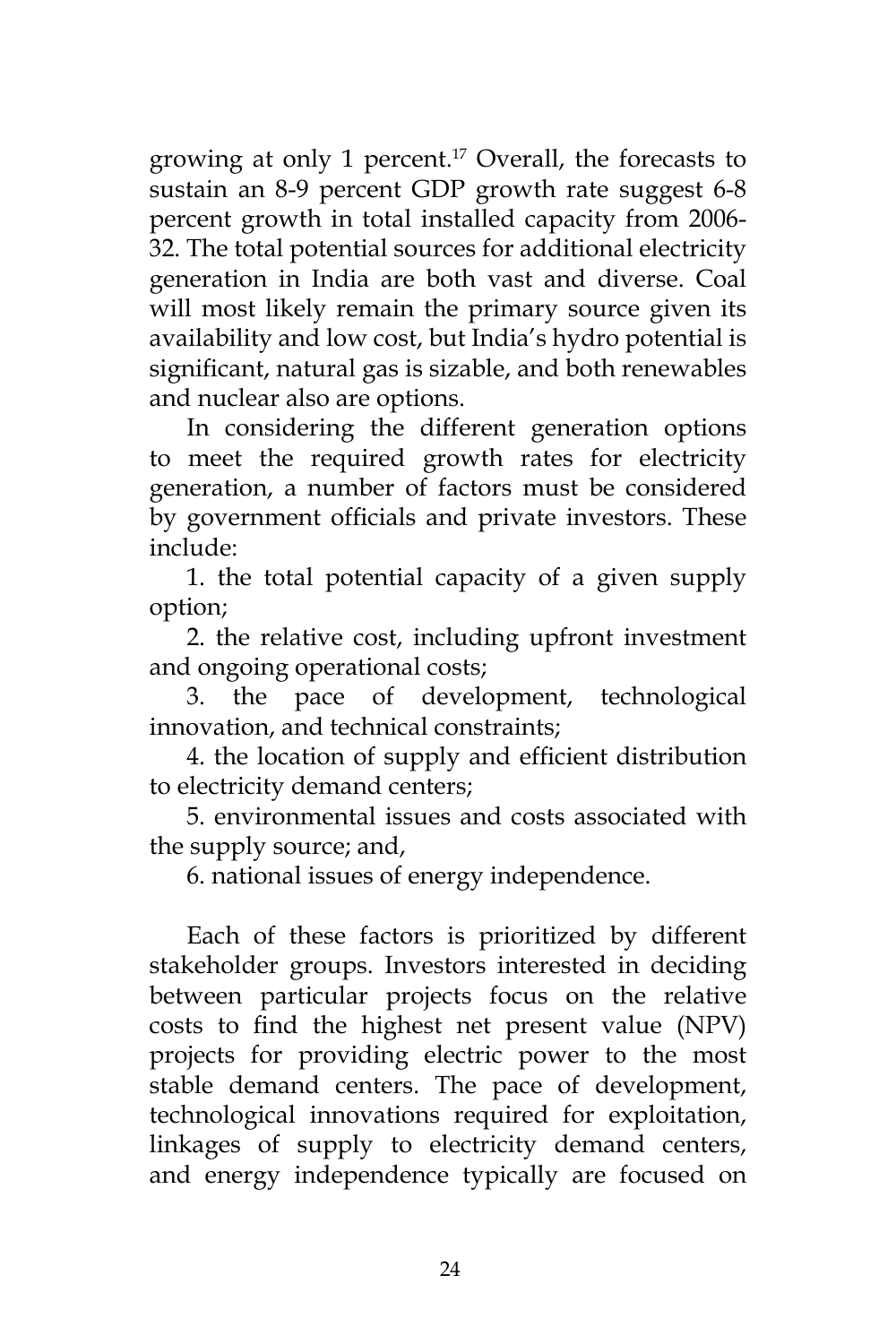growing at only 1 percent.[17] Overall, the forecasts to sustain an 8-9 percent GDP growth rate suggest 6-8 percent growth in total installed capacity from 2006-32. The total potential sources for additional electricity generation in India are both vast and diverse. Coal will most likely remain the primary source given its availability and low cost, but India's hydro potential is significant, natural gas is sizable, and both renewables and nuclear also are options.

In considering the different generation options to meet the required growth rates for electricity generation, a number of factors must be considered by government officials and private investors. These include:

1. the total potential capacity of a given supply option;
2. the relative cost, including upfront investment and ongoing operational costs;
3. the pace of development, technological innovation, and technical constraints;
4. the location of supply and efficient distribution to electricity demand centers;
5. environmental issues and costs associated with the supply source; and,
6. national issues of energy independence.

Each of these factors is prioritized by different stakeholder groups. Investors interested in deciding between particular projects focus on the relative costs to find the highest net present value (NPV) projects for providing electric power to the most stable demand centers. The pace of development, technological innovations required for exploitation, linkages of supply to electricity demand centers, and energy independence typically are focused on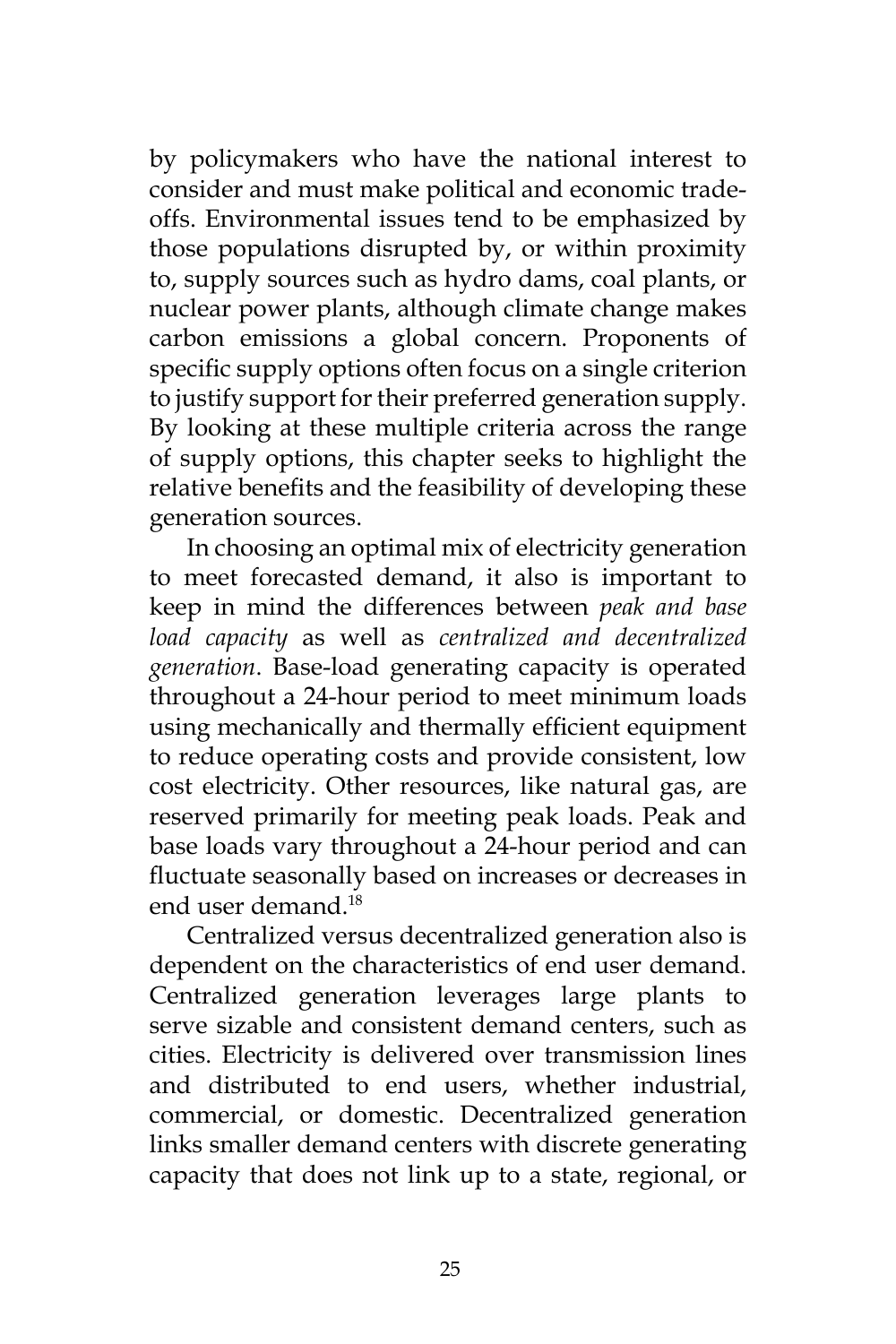by policymakers who have the national interest to consider and must make political and economic trade-offs. Environmental issues tend to be emphasized by those populations disrupted by, or within proximity to, supply sources such as hydro dams, coal plants, or nuclear power plants, although climate change makes carbon emissions a global concern. Proponents of specific supply options often focus on a single criterion to justify support for their preferred generation supply. By looking at these multiple criteria across the range of supply options, this chapter seeks to highlight the relative benefits and the feasibility of developing these generation sources.

In choosing an optimal mix of electricity generation to meet forecasted demand, it also is important to keep in mind the differences between *peak and base load capacity* as well as *centralized and decentralized generation*. Base-load generating capacity is operated throughout a 24-hour period to meet minimum loads using mechanically and thermally efficient equipment to reduce operating costs and provide consistent, low cost electricity. Other resources, like natural gas, are reserved primarily for meeting peak loads. Peak and base loads vary throughout a 24-hour period and can fluctuate seasonally based on increases or decreases in end user demand.[18]

Centralized versus decentralized generation also is dependent on the characteristics of end user demand. Centralized generation leverages large plants to serve sizable and consistent demand centers, such as cities. Electricity is delivered over transmission lines and distributed to end users, whether industrial, commercial, or domestic. Decentralized generation links smaller demand centers with discrete generating capacity that does not link up to a state, regional, or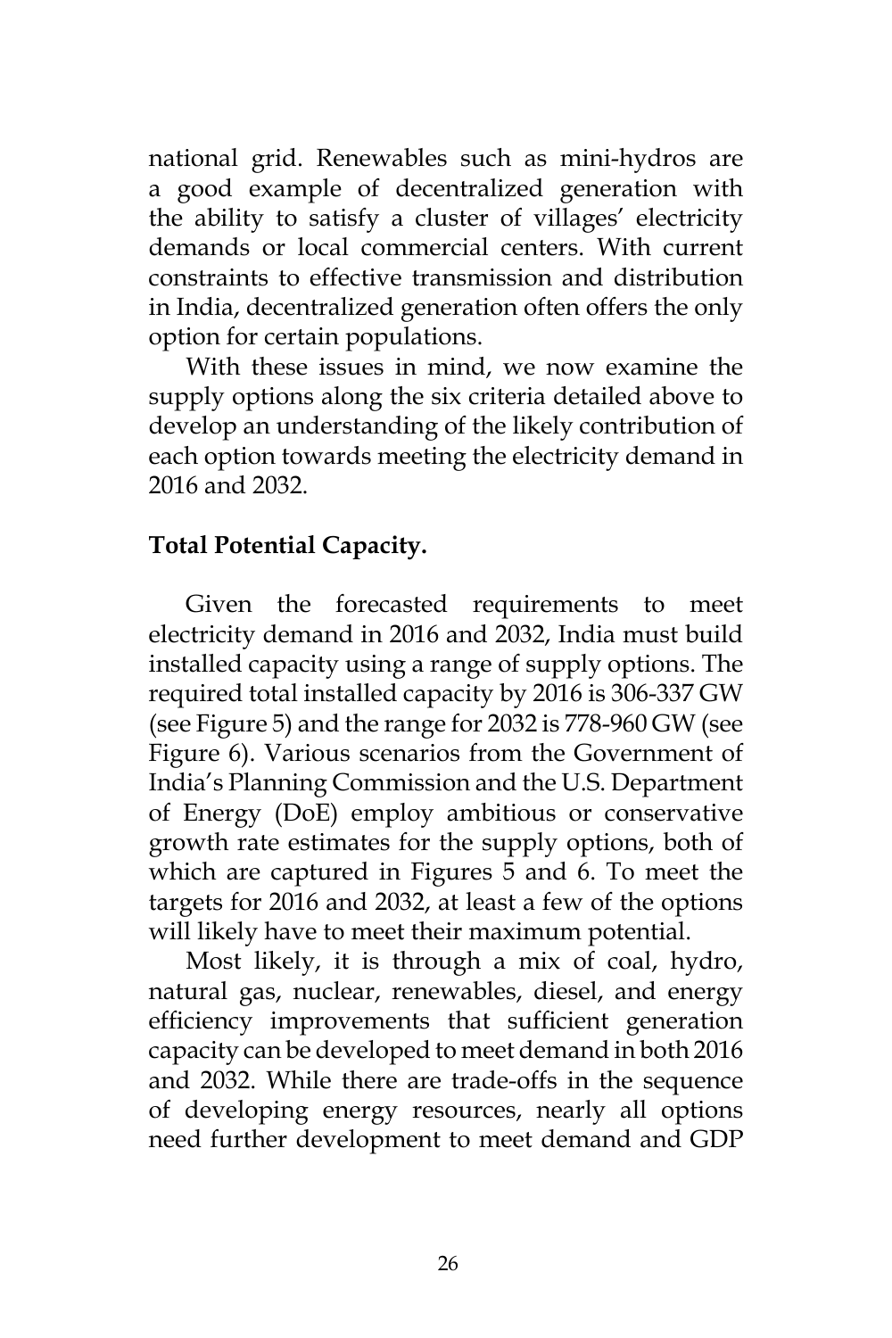national grid. Renewables such as mini-hydros are a good example of decentralized generation with the ability to satisfy a cluster of villages' electricity demands or local commercial centers. With current constraints to effective transmission and distribution in India, decentralized generation often offers the only option for certain populations.

With these issues in mind, we now examine the supply options along the six criteria detailed above to develop an understanding of the likely contribution of each option towards meeting the electricity demand in 2016 and 2032.

**Total Potential Capacity.**

Given the forecasted requirements to meet electricity demand in 2016 and 2032, India must build installed capacity using a range of supply options. The required total installed capacity by 2016 is 306-337 GW (see Figure 5) and the range for 2032 is 778-960 GW (see Figure 6). Various scenarios from the Government of India's Planning Commission and the U.S. Department of Energy (DoE) employ ambitious or conservative growth rate estimates for the supply options, both of which are captured in Figures 5 and 6. To meet the targets for 2016 and 2032, at least a few of the options will likely have to meet their maximum potential.

Most likely, it is through a mix of coal, hydro, natural gas, nuclear, renewables, diesel, and energy efficiency improvements that sufficient generation capacity can be developed to meet demand in both 2016 and 2032. While there are trade-offs in the sequence of developing energy resources, nearly all options need further development to meet demand and GDP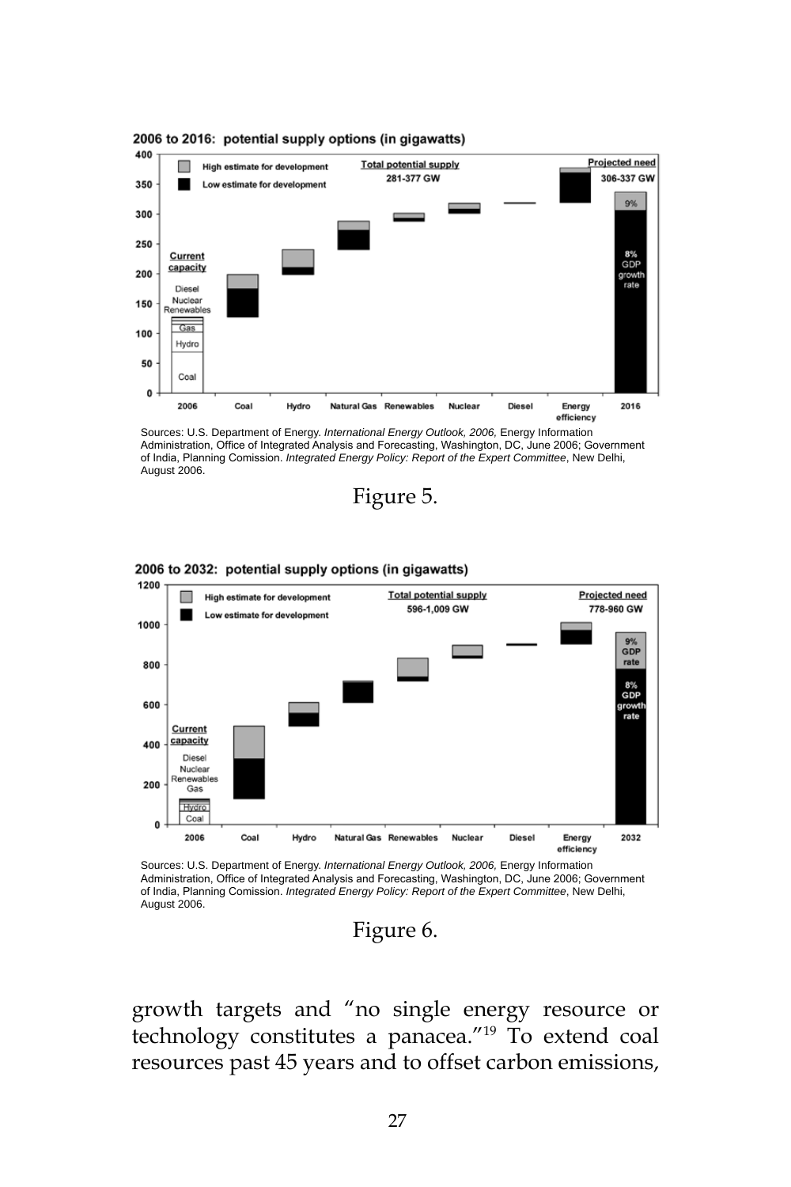2006 to 2016: potential supply options (in gigawatts)

Sources: U.S. Department of Energy. *International Energy Outlook, 2006,* Energy Information Administration, Office of Integrated Analysis and Forecasting, Washington, DC, June 2006; Government of India, Planning Comission. *Integrated Energy Policy: Report of the Expert Committee*, New Delhi, August 2006.

Figure 5.

2006 to 2032: potential supply options (in gigawatts)

Sources: U.S. Department of Energy. *International Energy Outlook, 2006,* Energy Information Administration, Office of Integrated Analysis and Forecasting, Washington, DC, June 2006; Government of India, Planning Comission. *Integrated Energy Policy: Report of the Expert Committee*, New Delhi, August 2006.

Figure 6.

growth targets and "no single energy resource or technology constitutes a panacea."[19] To extend coal resources past 45 years and to offset carbon emissions,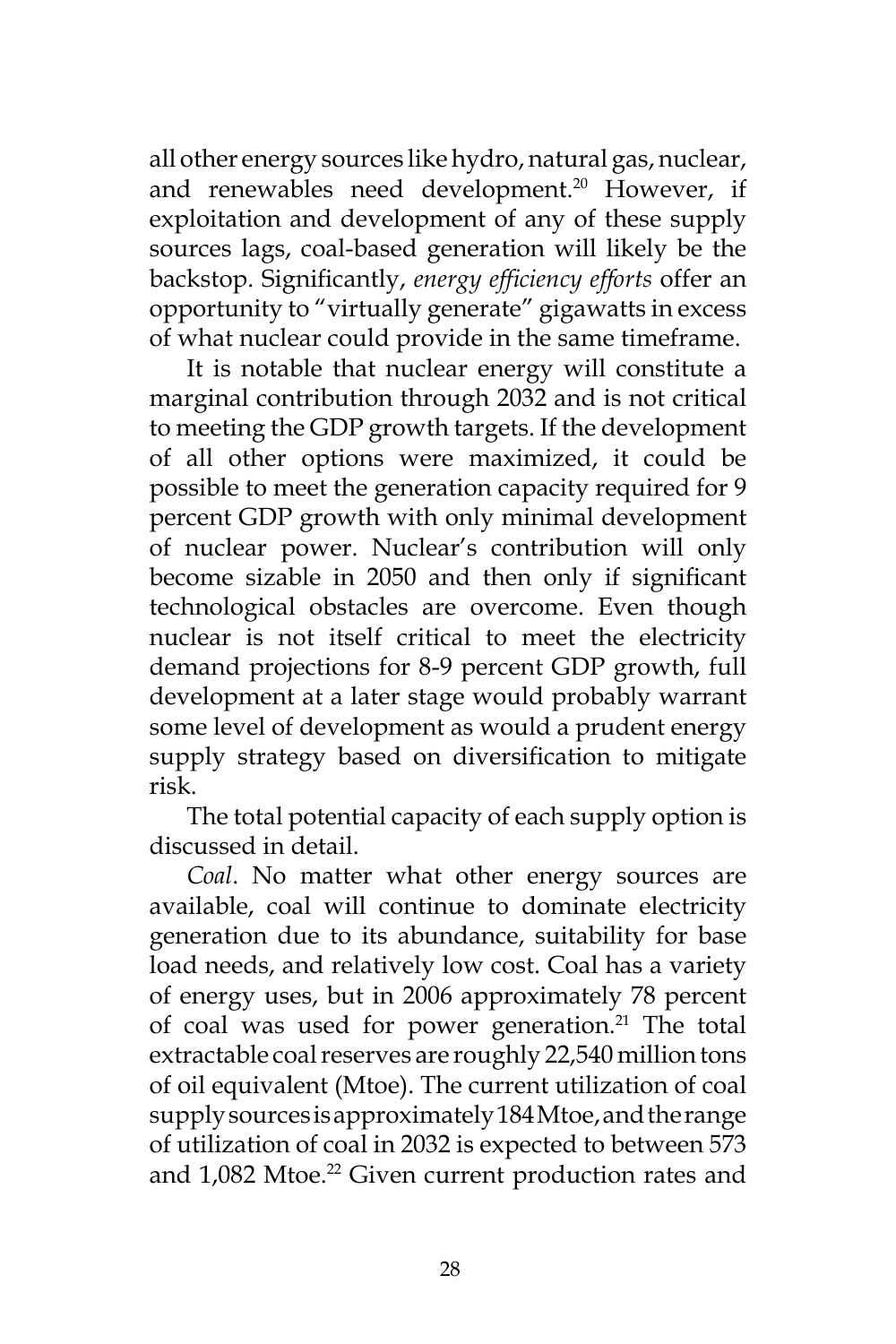all other energy sources like hydro, natural gas, nuclear, and renewables need development.[20] However, if exploitation and development of any of these supply sources lags, coal-based generation will likely be the backstop. Significantly, *energy efficiency efforts* offer an opportunity to "virtually generate" gigawatts in excess of what nuclear could provide in the same timeframe.

It is notable that nuclear energy will constitute a marginal contribution through 2032 and is not critical to meeting the GDP growth targets. If the development of all other options were maximized, it could be possible to meet the generation capacity required for 9 percent GDP growth with only minimal development of nuclear power. Nuclear's contribution will only become sizable in 2050 and then only if significant technological obstacles are overcome. Even though nuclear is not itself critical to meet the electricity demand projections for 8-9 percent GDP growth, full development at a later stage would probably warrant some level of development as would a prudent energy supply strategy based on diversification to mitigate risk.

The total potential capacity of each supply option is discussed in detail.

*Coal*. No matter what other energy sources are available, coal will continue to dominate electricity generation due to its abundance, suitability for base load needs, and relatively low cost. Coal has a variety of energy uses, but in 2006 approximately 78 percent of coal was used for power generation.[21] The total extractable coal reserves are roughly 22,540 million tons of oil equivalent (Mtoe). The current utilization of coal supply sources is approximately 184 Mtoe, and the range of utilization of coal in 2032 is expected to between 573 and 1,082 Mtoe.[22] Given current production rates and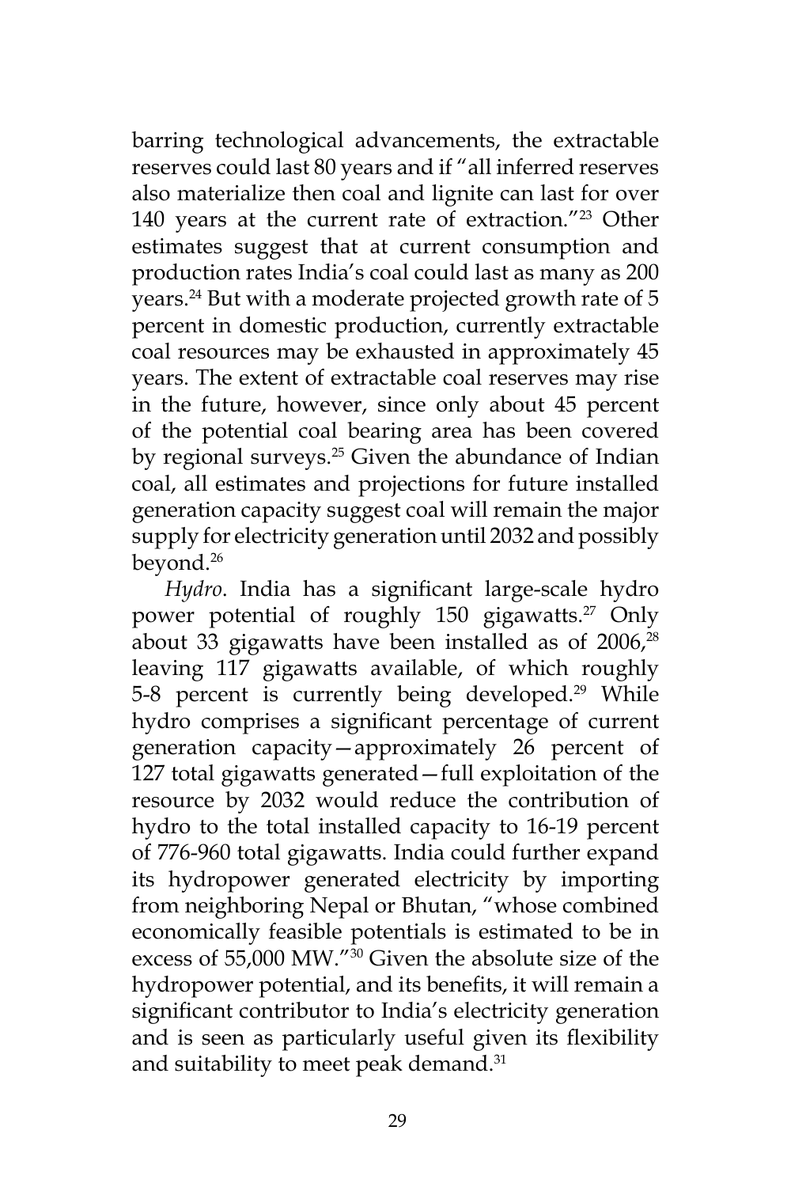barring technological advancements, the extractable reserves could last 80 years and if "all inferred reserves also materialize then coal and lignite can last for over 140 years at the current rate of extraction."[23] Other estimates suggest that at current consumption and production rates India's coal could last as many as 200 years.[24] But with a moderate projected growth rate of 5 percent in domestic production, currently extractable coal resources may be exhausted in approximately 45 years. The extent of extractable coal reserves may rise in the future, however, since only about 45 percent of the potential coal bearing area has been covered by regional surveys.[25] Given the abundance of Indian coal, all estimates and projections for future installed generation capacity suggest coal will remain the major supply for electricity generation until 2032 and possibly beyond.[26]

*Hydro*. India has a significant large-scale hydro power potential of roughly 150 gigawatts.[27] Only about 33 gigawatts have been installed as of 2006,[28] leaving 117 gigawatts available, of which roughly 5-8 percent is currently being developed.[29] While hydro comprises a significant percentage of current generation capacity—approximately 26 percent of 127 total gigawatts generated—full exploitation of the resource by 2032 would reduce the contribution of hydro to the total installed capacity to 16-19 percent of 776-960 total gigawatts. India could further expand its hydropower generated electricity by importing from neighboring Nepal or Bhutan, "whose combined economically feasible potentials is estimated to be in excess of 55,000 MW."[30] Given the absolute size of the hydropower potential, and its benefits, it will remain a significant contributor to India's electricity generation and is seen as particularly useful given its flexibility and suitability to meet peak demand.[31]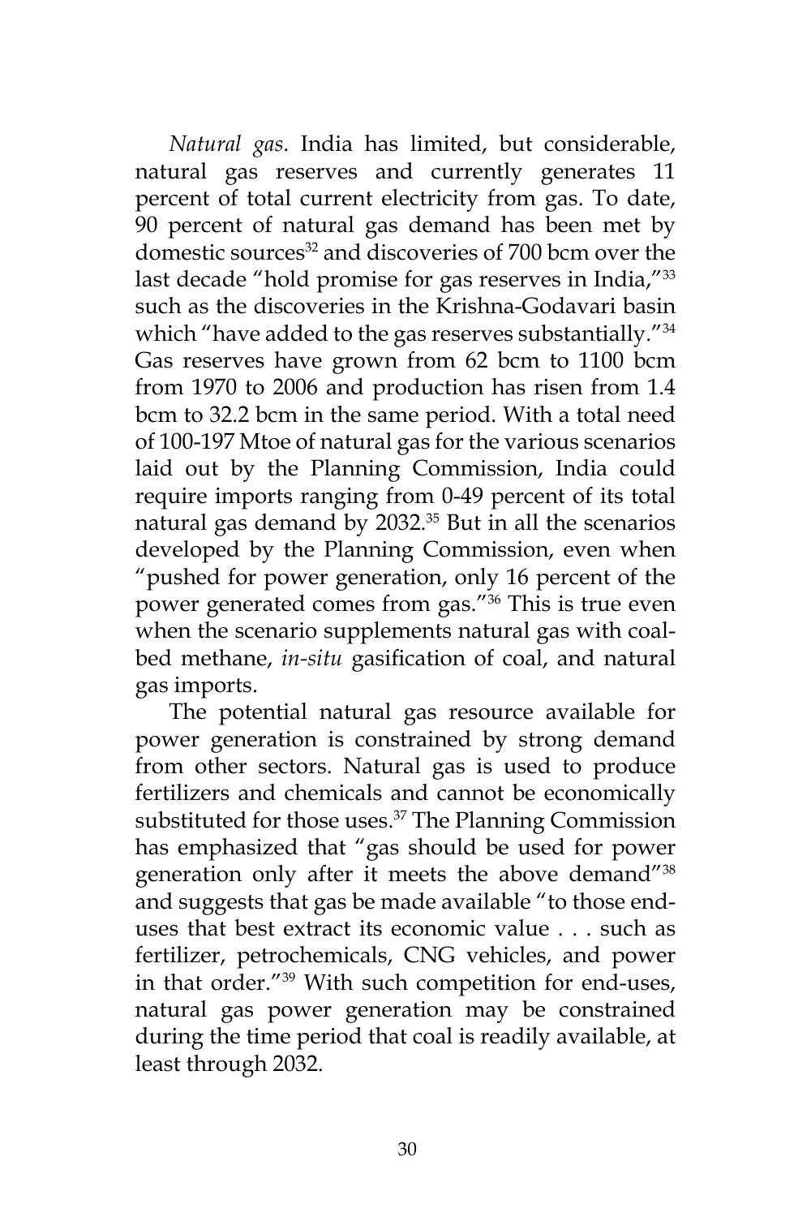*Natural gas*. India has limited, but considerable, natural gas reserves and currently generates 11 percent of total current electricity from gas. To date, 90 percent of natural gas demand has been met by domestic sources[32] and discoveries of 700 bcm over the last decade "hold promise for gas reserves in India,"[33] such as the discoveries in the Krishna-Godavari basin which "have added to the gas reserves substantially."[34] Gas reserves have grown from 62 bcm to 1100 bcm from 1970 to 2006 and production has risen from 1.4 bcm to 32.2 bcm in the same period. With a total need of 100-197 Mtoe of natural gas for the various scenarios laid out by the Planning Commission, India could require imports ranging from 0-49 percent of its total natural gas demand by 2032.[35] But in all the scenarios developed by the Planning Commission, even when "pushed for power generation, only 16 percent of the power generated comes from gas."[36] This is true even when the scenario supplements natural gas with coal-bed methane, *in-situ* gasification of coal, and natural gas imports.

The potential natural gas resource available for power generation is constrained by strong demand from other sectors. Natural gas is used to produce fertilizers and chemicals and cannot be economically substituted for those uses.[37] The Planning Commission has emphasized that "gas should be used for power generation only after it meets the above demand"[38] and suggests that gas be made available "to those end-uses that best extract its economic value . . . such as fertilizer, petrochemicals, CNG vehicles, and power in that order."[39] With such competition for end-uses, natural gas power generation may be constrained during the time period that coal is readily available, at least through 2032.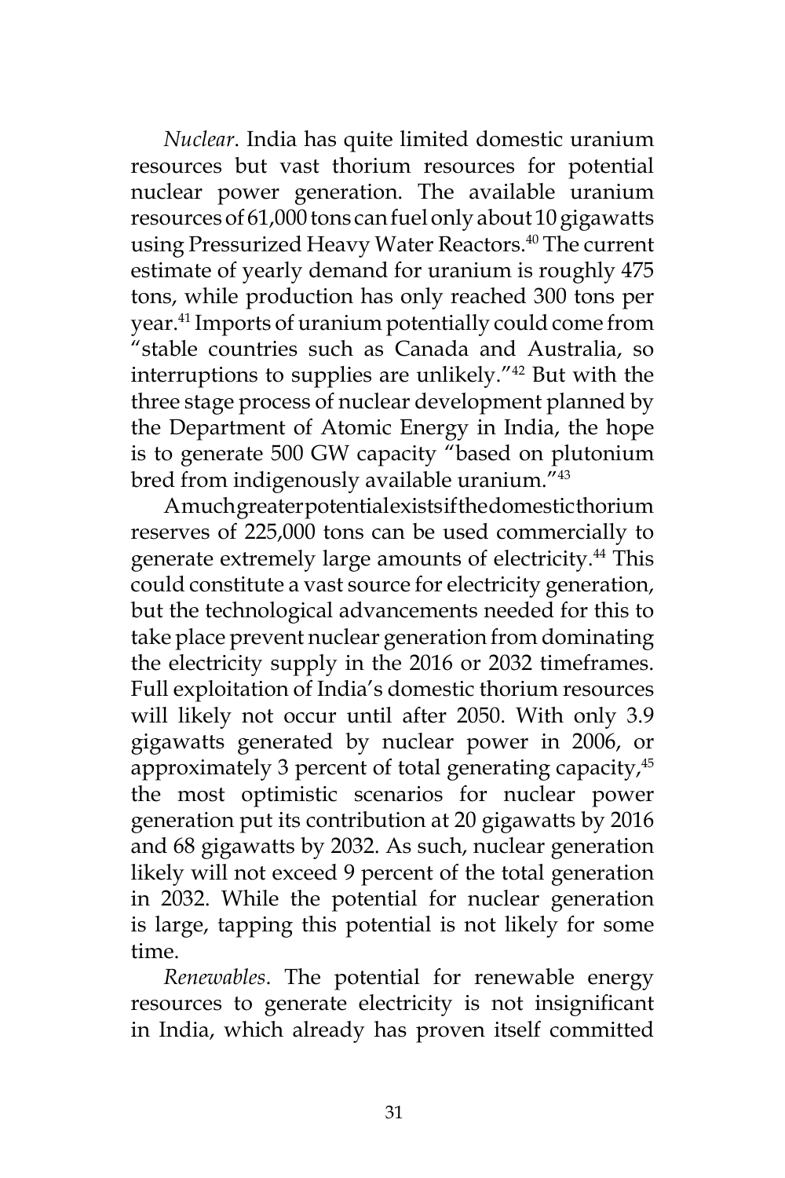*Nuclear*. India has quite limited domestic uranium resources but vast thorium resources for potential nuclear power generation. The available uranium resources of 61,000 tons can fuel only about 10 gigawatts using Pressurized Heavy Water Reactors.[40] The current estimate of yearly demand for uranium is roughly 475 tons, while production has only reached 300 tons per year.[41] Imports of uranium potentially could come from "stable countries such as Canada and Australia, so interruptions to supplies are unlikely."[42] But with the three stage process of nuclear development planned by the Department of Atomic Energy in India, the hope is to generate 500 GW capacity "based on plutonium bred from indigenously available uranium."[43]

A much greater potential exists if the domestic thorium reserves of 225,000 tons can be used commercially to generate extremely large amounts of electricity.[44] This could constitute a vast source for electricity generation, but the technological advancements needed for this to take place prevent nuclear generation from dominating the electricity supply in the 2016 or 2032 timeframes. Full exploitation of India's domestic thorium resources will likely not occur until after 2050. With only 3.9 gigawatts generated by nuclear power in 2006, or approximately 3 percent of total generating capacity,[45] the most optimistic scenarios for nuclear power generation put its contribution at 20 gigawatts by 2016 and 68 gigawatts by 2032. As such, nuclear generation likely will not exceed 9 percent of the total generation in 2032. While the potential for nuclear generation is large, tapping this potential is not likely for some time.

*Renewables*. The potential for renewable energy resources to generate electricity is not insignificant in India, which already has proven itself committed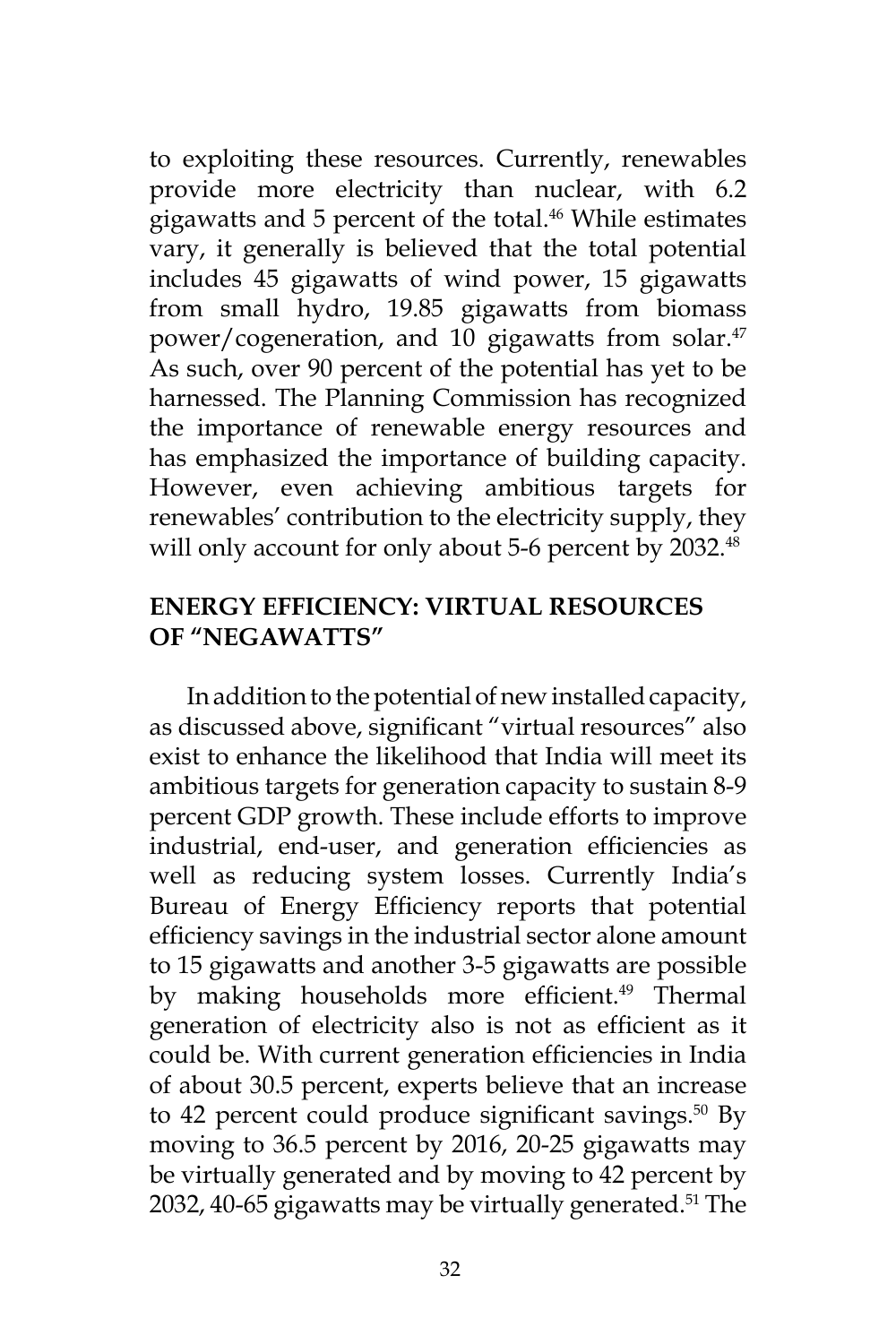to exploiting these resources. Currently, renewables provide more electricity than nuclear, with 6.2 gigawatts and 5 percent of the total.[46] While estimates vary, it generally is believed that the total potential includes 45 gigawatts of wind power, 15 gigawatts from small hydro, 19.85 gigawatts from biomass power/cogeneration, and 10 gigawatts from solar.[47] As such, over 90 percent of the potential has yet to be harnessed. The Planning Commission has recognized the importance of renewable energy resources and has emphasized the importance of building capacity. However, even achieving ambitious targets for renewables' contribution to the electricity supply, they will only account for only about 5-6 percent by 2032.[48]

## ENERGY EFFICIENCY: VIRTUAL RESOURCES OF "NEGAWATTS"

In addition to the potential of new installed capacity, as discussed above, significant "virtual resources" also exist to enhance the likelihood that India will meet its ambitious targets for generation capacity to sustain 8-9 percent GDP growth. These include efforts to improve industrial, end-user, and generation efficiencies as well as reducing system losses. Currently India's Bureau of Energy Efficiency reports that potential efficiency savings in the industrial sector alone amount to 15 gigawatts and another 3-5 gigawatts are possible by making households more efficient.[49] Thermal generation of electricity also is not as efficient as it could be. With current generation efficiencies in India of about 30.5 percent, experts believe that an increase to 42 percent could produce significant savings.[50] By moving to 36.5 percent by 2016, 20-25 gigawatts may be virtually generated and by moving to 42 percent by 2032, 40-65 gigawatts may be virtually generated.[51] The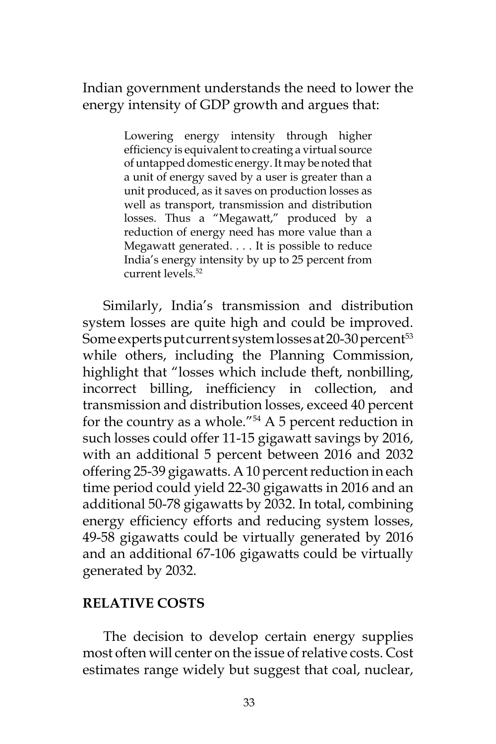Indian government understands the need to lower the energy intensity of GDP growth and argues that:

> Lowering energy intensity through higher efficiency is equivalent to creating a virtual source of untapped domestic energy. It may be noted that a unit of energy saved by a user is greater than a unit produced, as it saves on production losses as well as transport, transmission and distribution losses. Thus a "Megawatt," produced by a reduction of energy need has more value than a Megawatt generated. . . . It is possible to reduce India's energy intensity by up to 25 percent from current levels.[52]

Similarly, India's transmission and distribution system losses are quite high and could be improved. Some experts put current system losses at 20-30 percent[53] while others, including the Planning Commission, highlight that "losses which include theft, nonbilling, incorrect billing, inefficiency in collection, and transmission and distribution losses, exceed 40 percent for the country as a whole."[54] A 5 percent reduction in such losses could offer 11-15 gigawatt savings by 2016, with an additional 5 percent between 2016 and 2032 offering 25-39 gigawatts. A 10 percent reduction in each time period could yield 22-30 gigawatts in 2016 and an additional 50-78 gigawatts by 2032. In total, combining energy efficiency efforts and reducing system losses, 49-58 gigawatts could be virtually generated by 2016 and an additional 67-106 gigawatts could be virtually generated by 2032.

## RELATIVE COSTS

The decision to develop certain energy supplies most often will center on the issue of relative costs. Cost estimates range widely but suggest that coal, nuclear,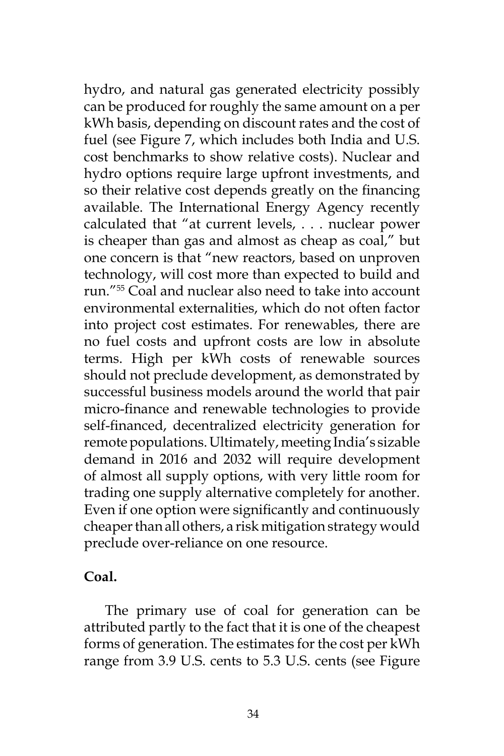hydro, and natural gas generated electricity possibly can be produced for roughly the same amount on a per kWh basis, depending on discount rates and the cost of fuel (see Figure 7, which includes both India and U.S. cost benchmarks to show relative costs). Nuclear and hydro options require large upfront investments, and so their relative cost depends greatly on the financing available. The International Energy Agency recently calculated that "at current levels, . . . nuclear power is cheaper than gas and almost as cheap as coal," but one concern is that "new reactors, based on unproven technology, will cost more than expected to build and run."[55] Coal and nuclear also need to take into account environmental externalities, which do not often factor into project cost estimates. For renewables, there are no fuel costs and upfront costs are low in absolute terms. High per kWh costs of renewable sources should not preclude development, as demonstrated by successful business models around the world that pair micro-finance and renewable technologies to provide self-financed, decentralized electricity generation for remote populations. Ultimately, meeting India's sizable demand in 2016 and 2032 will require development of almost all supply options, with very little room for trading one supply alternative completely for another. Even if one option were significantly and continuously cheaper than all others, a risk mitigation strategy would preclude over-reliance on one resource.

**Coal.**

The primary use of coal for generation can be attributed partly to the fact that it is one of the cheapest forms of generation. The estimates for the cost per kWh range from 3.9 U.S. cents to 5.3 U.S. cents (see Figure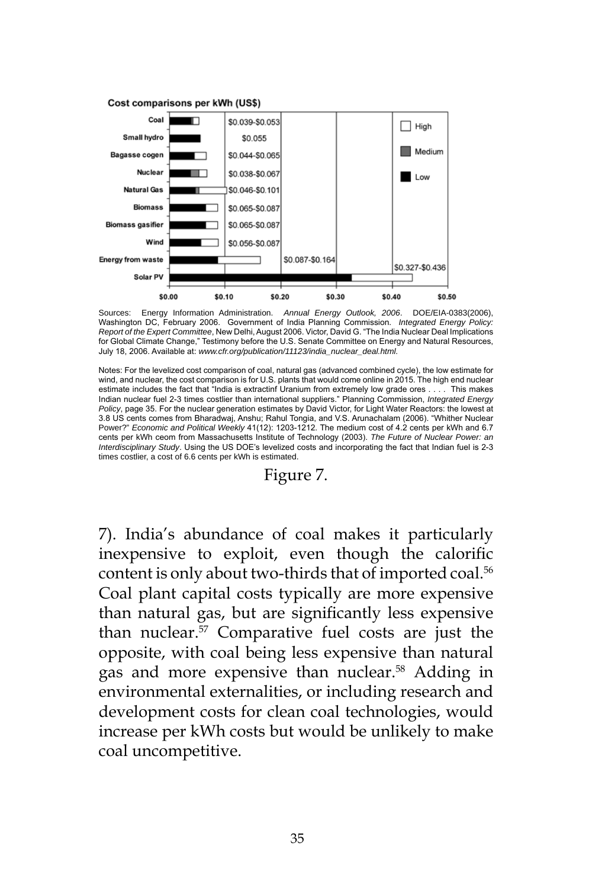Cost comparisons per kWh (US$)

| Source | Cost range |
|---|---|
| Coal | $0.039-$0.053 |
| Small hydro | $0.055 |
| Bagasse cogen | $0.044-$0.065 |
| Nuclear | $0.038-$0.067 |
| Natural Gas | $0.046-$0.101 |
| Biomass | $0.065-$0.087 |
| Biomass gasifier | $0.065-$0.087 |
| Wind | $0.056-$0.087 |
| Energy from waste | $0.087-$0.164 |
| Solar PV | $0.327-$0.436 |

Legend: High, Medium, Low. Axis: $0.00, $0.10, $0.20, $0.30, $0.40, $0.50

Sources: Energy Information Administration. *Annual Energy Outlook, 2006*. DOE/EIA-0383(2006), Washington DC, February 2006. Government of India Planning Commission. *Integrated Energy Policy: Report of the Expert Committee*, New Delhi, August 2006. Victor, David G. "The India Nuclear Deal Implications for Global Climate Change," Testimony before the U.S. Senate Committee on Energy and Natural Resources, July 18, 2006. Available at: *www.cfr.org/publication/11123/india_nuclear_deal.html.*

Notes: For the levelized cost comparison of coal, natural gas (advanced combined cycle), the low estimate for wind, and nuclear, the cost comparison is for U.S. plants that would come online in 2015. The high end nuclear estimate includes the fact that "India is extractinf Uranium from extremely low grade ores . . . . This makes Indian nuclear fuel 2-3 times costlier than international suppliers." Planning Commission, *Integrated Energy Policy*, page 35. For the nuclear generation estimates by David Victor, for Light Water Reactors: the lowest at 3.8 US cents comes from Bharadwaj, Anshu; Rahul Tongia, and V.S. Arunachalam (2006). "Whither Nuclear Power?" *Economic and Political Weekly* 41(12): 1203-1212. The medium cost of 4.2 cents per kWh and 6.7 cents per kWh ceom from Massachusetts Institute of Technology (2003). *The Future of Nuclear Power: an Interdisciplinary Study*. Using the US DOE's levelized costs and incorporating the fact that Indian fuel is 2-3 times costlier, a cost of 6.6 cents per kWh is estimated.

Figure 7.

7). India's abundance of coal makes it particularly inexpensive to exploit, even though the calorific content is only about two-thirds that of imported coal.[56] Coal plant capital costs typically are more expensive than natural gas, but are significantly less expensive than nuclear.[57] Comparative fuel costs are just the opposite, with coal being less expensive than natural gas and more expensive than nuclear.[58] Adding in environmental externalities, or including research and development costs for clean coal technologies, would increase per kWh costs but would be unlikely to make coal uncompetitive.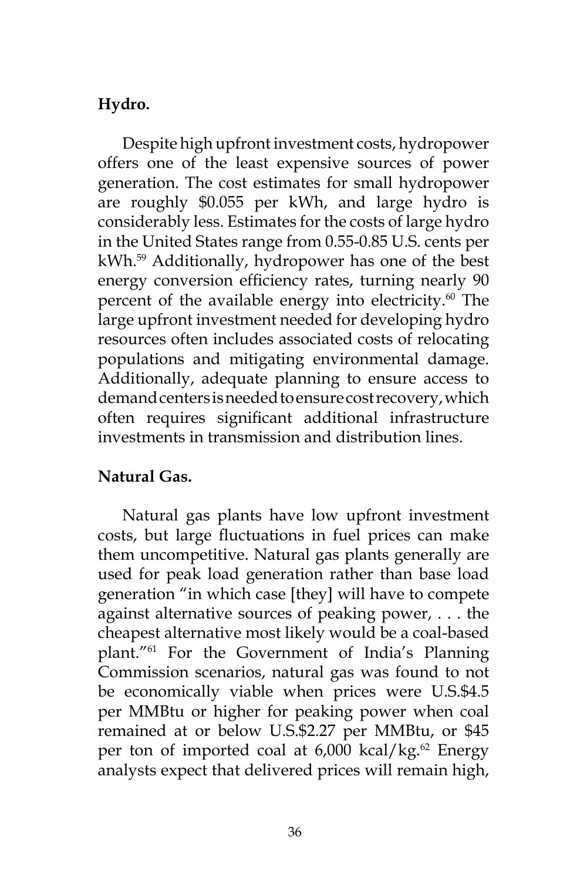**Hydro.**

Despite high upfront investment costs, hydropower offers one of the least expensive sources of power generation. The cost estimates for small hydropower are roughly $0.055 per kWh, and large hydro is considerably less. Estimates for the costs of large hydro in the United States range from 0.55-0.85 U.S. cents per kWh.[59] Additionally, hydropower has one of the best energy conversion efficiency rates, turning nearly 90 percent of the available energy into electricity.[60] The large upfront investment needed for developing hydro resources often includes associated costs of relocating populations and mitigating environmental damage. Additionally, adequate planning to ensure access to demand centers is needed to ensure cost recovery, which often requires significant additional infrastructure investments in transmission and distribution lines.

**Natural Gas.**

Natural gas plants have low upfront investment costs, but large fluctuations in fuel prices can make them uncompetitive. Natural gas plants generally are used for peak load generation rather than base load generation "in which case [they] will have to compete against alternative sources of peaking power, . . . the cheapest alternative most likely would be a coal-based plant."[61] For the Government of India's Planning Commission scenarios, natural gas was found to not be economically viable when prices were U.S.$4.5 per MMBtu or higher for peaking power when coal remained at or below U.S.$2.27 per MMBtu, or $45 per ton of imported coal at 6,000 kcal/kg.[62] Energy analysts expect that delivered prices will remain high,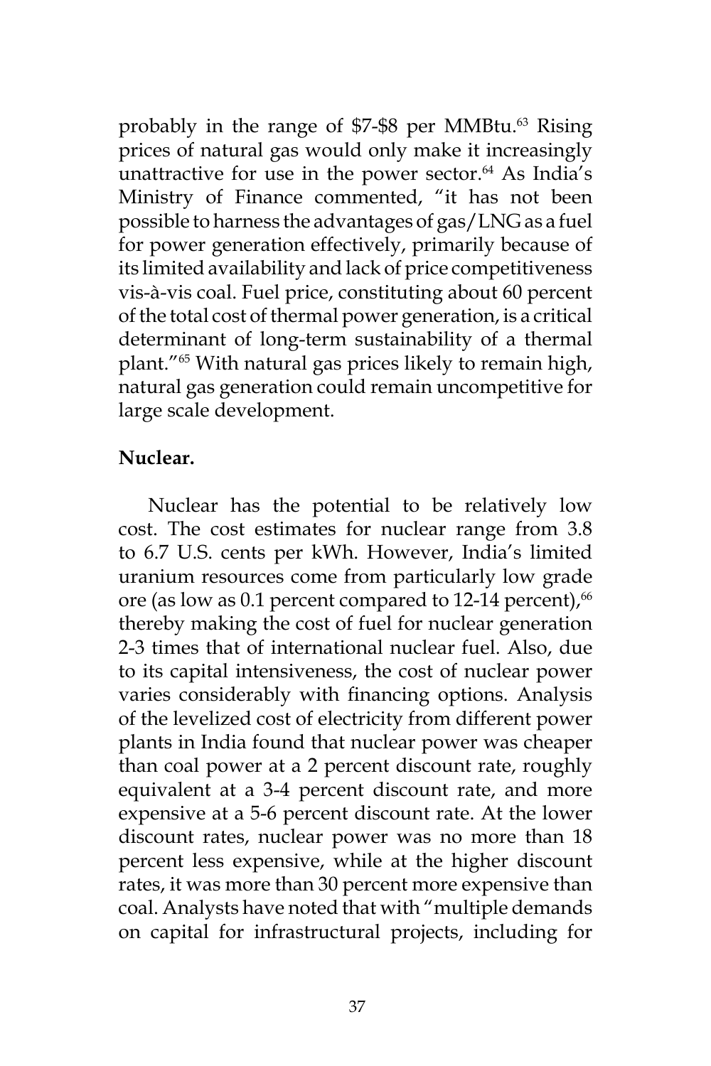probably in the range of $7-$8 per MMBtu.[63] Rising prices of natural gas would only make it increasingly unattractive for use in the power sector.[64] As India's Ministry of Finance commented, "it has not been possible to harness the advantages of gas/LNG as a fuel for power generation effectively, primarily because of its limited availability and lack of price competitiveness vis-à-vis coal. Fuel price, constituting about 60 percent of the total cost of thermal power generation, is a critical determinant of long-term sustainability of a thermal plant."[65] With natural gas prices likely to remain high, natural gas generation could remain uncompetitive for large scale development.

**Nuclear.**

Nuclear has the potential to be relatively low cost. The cost estimates for nuclear range from 3.8 to 6.7 U.S. cents per kWh. However, India's limited uranium resources come from particularly low grade ore (as low as 0.1 percent compared to 12-14 percent),[66] thereby making the cost of fuel for nuclear generation 2-3 times that of international nuclear fuel. Also, due to its capital intensiveness, the cost of nuclear power varies considerably with financing options. Analysis of the levelized cost of electricity from different power plants in India found that nuclear power was cheaper than coal power at a 2 percent discount rate, roughly equivalent at a 3-4 percent discount rate, and more expensive at a 5-6 percent discount rate. At the lower discount rates, nuclear power was no more than 18 percent less expensive, while at the higher discount rates, it was more than 30 percent more expensive than coal. Analysts have noted that with "multiple demands on capital for infrastructural projects, including for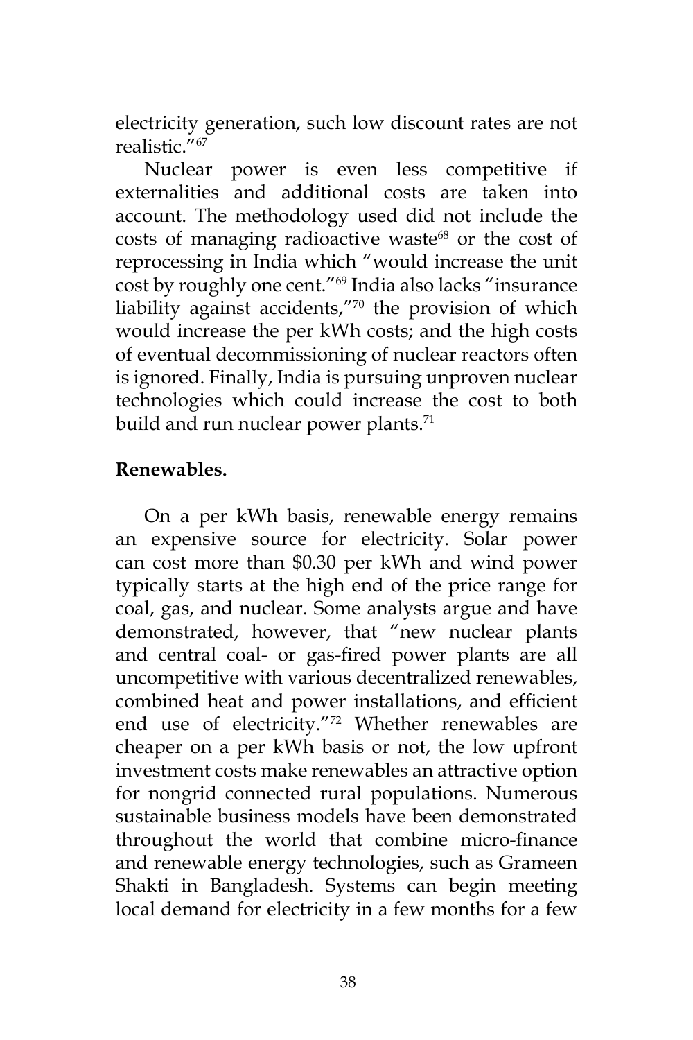electricity generation, such low discount rates are not realistic."[67]

Nuclear power is even less competitive if externalities and additional costs are taken into account. The methodology used did not include the costs of managing radioactive waste[68] or the cost of reprocessing in India which "would increase the unit cost by roughly one cent."[69] India also lacks "insurance liability against accidents,"[70] the provision of which would increase the per kWh costs; and the high costs of eventual decommissioning of nuclear reactors often is ignored. Finally, India is pursuing unproven nuclear technologies which could increase the cost to both build and run nuclear power plants.[71]

**Renewables.**

On a per kWh basis, renewable energy remains an expensive source for electricity. Solar power can cost more than $0.30 per kWh and wind power typically starts at the high end of the price range for coal, gas, and nuclear. Some analysts argue and have demonstrated, however, that "new nuclear plants and central coal- or gas-fired power plants are all uncompetitive with various decentralized renewables, combined heat and power installations, and efficient end use of electricity."[72] Whether renewables are cheaper on a per kWh basis or not, the low upfront investment costs make renewables an attractive option for nongrid connected rural populations. Numerous sustainable business models have been demonstrated throughout the world that combine micro-finance and renewable energy technologies, such as Grameen Shakti in Bangladesh. Systems can begin meeting local demand for electricity in a few months for a few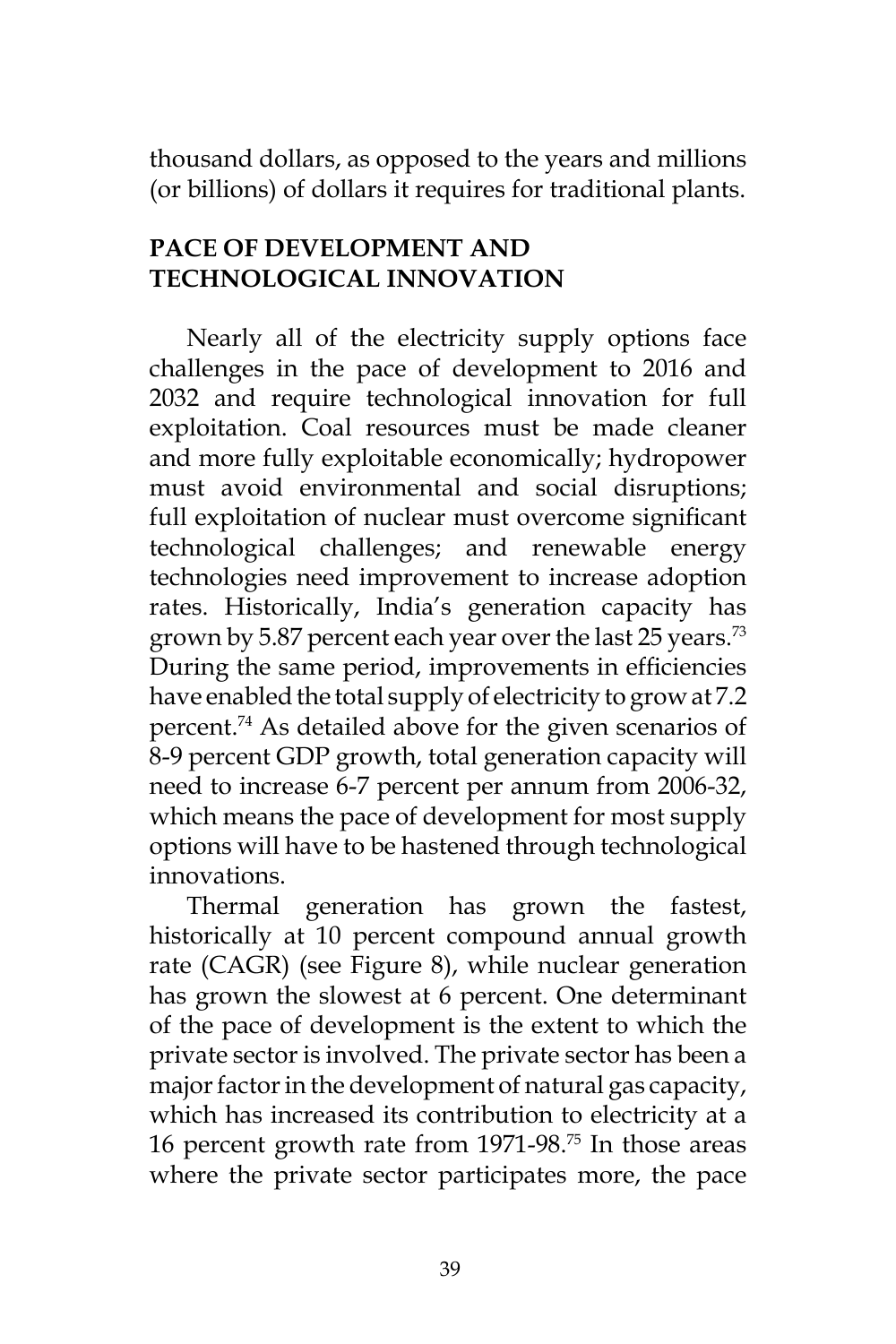thousand dollars, as opposed to the years and millions (or billions) of dollars it requires for traditional plants.

## PACE OF DEVELOPMENT AND TECHNOLOGICAL INNOVATION

Nearly all of the electricity supply options face challenges in the pace of development to 2016 and 2032 and require technological innovation for full exploitation. Coal resources must be made cleaner and more fully exploitable economically; hydropower must avoid environmental and social disruptions; full exploitation of nuclear must overcome significant technological challenges; and renewable energy technologies need improvement to increase adoption rates. Historically, India's generation capacity has grown by 5.87 percent each year over the last 25 years.[73] During the same period, improvements in efficiencies have enabled the total supply of electricity to grow at 7.2 percent.[74] As detailed above for the given scenarios of 8-9 percent GDP growth, total generation capacity will need to increase 6-7 percent per annum from 2006-32, which means the pace of development for most supply options will have to be hastened through technological innovations.

Thermal generation has grown the fastest, historically at 10 percent compound annual growth rate (CAGR) (see Figure 8), while nuclear generation has grown the slowest at 6 percent. One determinant of the pace of development is the extent to which the private sector is involved. The private sector has been a major factor in the development of natural gas capacity, which has increased its contribution to electricity at a 16 percent growth rate from 1971-98.[75] In those areas where the private sector participates more, the pace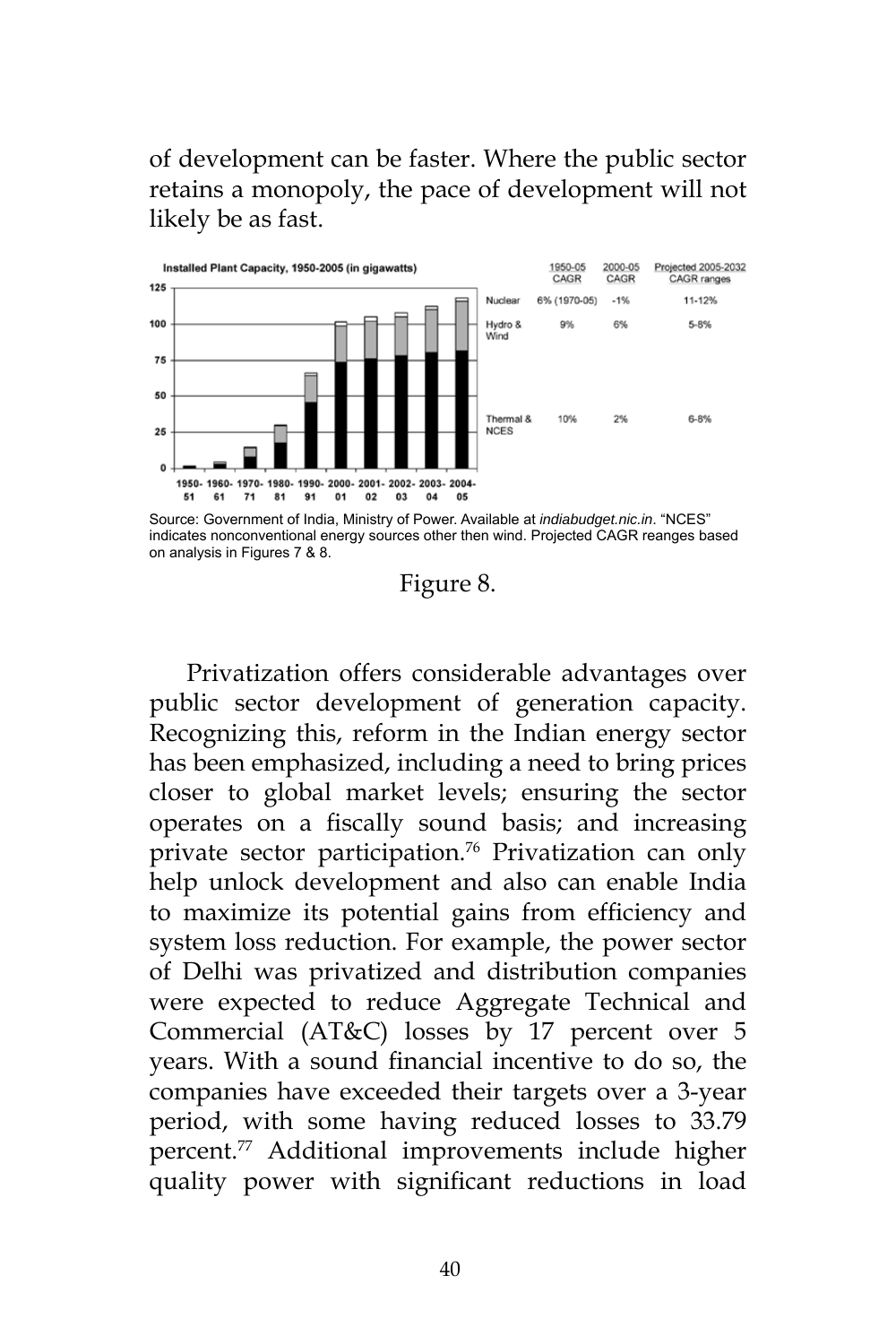of development can be faster. Where the public sector retains a monopoly, the pace of development will not likely be as fast.

**Installed Plant Capacity, 1950-2005 (in gigawatts)**

|  | 1950-05 CAGR | 2000-05 CAGR | Projected 2005-2032 CAGR ranges |
|---|---|---|---|
| Nuclear | 6% (1970-05) | -1% | 11-12% |
| Hydro & Wind | 9% | 6% | 5-8% |
| Thermal & NCES | 10% | 2% | 6-8% |

Source: Government of India, Ministry of Power. Available at *indiabudget.nic.in*. "NCES" indicates nonconventional energy sources other then wind. Projected CAGR reanges based on analysis in Figures 7 & 8.

Figure 8.

Privatization offers considerable advantages over public sector development of generation capacity. Recognizing this, reform in the Indian energy sector has been emphasized, including a need to bring prices closer to global market levels; ensuring the sector operates on a fiscally sound basis; and increasing private sector participation.[76] Privatization can only help unlock development and also can enable India to maximize its potential gains from efficiency and system loss reduction. For example, the power sector of Delhi was privatized and distribution companies were expected to reduce Aggregate Technical and Commercial (AT&C) losses by 17 percent over 5 years. With a sound financial incentive to do so, the companies have exceeded their targets over a 3-year period, with some having reduced losses to 33.79 percent.[77] Additional improvements include higher quality power with significant reductions in load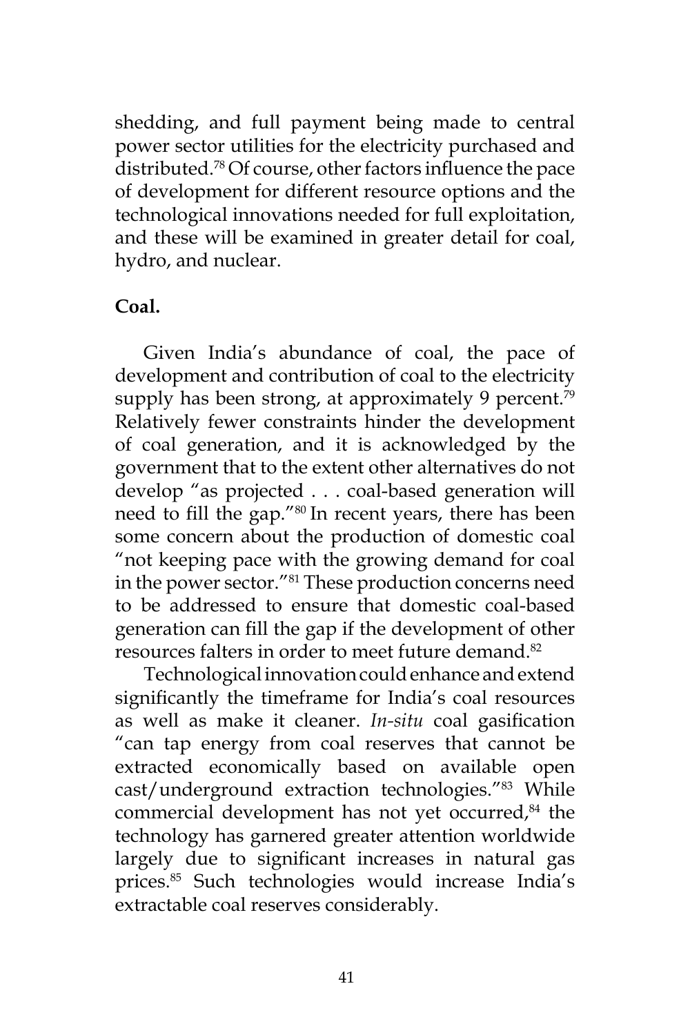shedding, and full payment being made to central power sector utilities for the electricity purchased and distributed.[78] Of course, other factors influence the pace of development for different resource options and the technological innovations needed for full exploitation, and these will be examined in greater detail for coal, hydro, and nuclear.

**Coal.**

Given India's abundance of coal, the pace of development and contribution of coal to the electricity supply has been strong, at approximately 9 percent.[79] Relatively fewer constraints hinder the development of coal generation, and it is acknowledged by the government that to the extent other alternatives do not develop "as projected . . . coal-based generation will need to fill the gap."[80] In recent years, there has been some concern about the production of domestic coal "not keeping pace with the growing demand for coal in the power sector."[81] These production concerns need to be addressed to ensure that domestic coal-based generation can fill the gap if the development of other resources falters in order to meet future demand.[82]

Technological innovation could enhance and extend significantly the timeframe for India's coal resources as well as make it cleaner. *In-situ* coal gasification "can tap energy from coal reserves that cannot be extracted economically based on available open cast/underground extraction technologies."[83] While commercial development has not yet occurred,[84] the technology has garnered greater attention worldwide largely due to significant increases in natural gas prices.[85] Such technologies would increase India's extractable coal reserves considerably.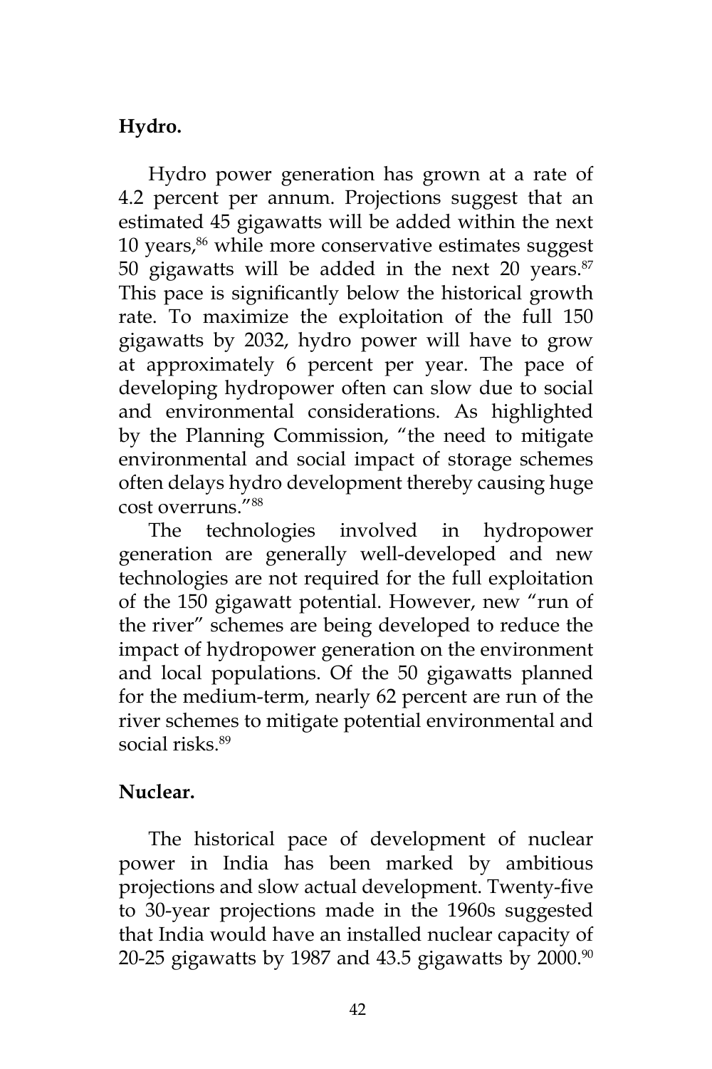**Hydro.**

Hydro power generation has grown at a rate of 4.2 percent per annum. Projections suggest that an estimated 45 gigawatts will be added within the next 10 years,[86] while more conservative estimates suggest 50 gigawatts will be added in the next 20 years.[87] This pace is significantly below the historical growth rate. To maximize the exploitation of the full 150 gigawatts by 2032, hydro power will have to grow at approximately 6 percent per year. The pace of developing hydropower often can slow due to social and environmental considerations. As highlighted by the Planning Commission, "the need to mitigate environmental and social impact of storage schemes often delays hydro development thereby causing huge cost overruns."[88]

The technologies involved in hydropower generation are generally well-developed and new technologies are not required for the full exploitation of the 150 gigawatt potential. However, new "run of the river" schemes are being developed to reduce the impact of hydropower generation on the environment and local populations. Of the 50 gigawatts planned for the medium-term, nearly 62 percent are run of the river schemes to mitigate potential environmental and social risks.[89]

**Nuclear.**

The historical pace of development of nuclear power in India has been marked by ambitious projections and slow actual development. Twenty-five to 30-year projections made in the 1960s suggested that India would have an installed nuclear capacity of 20-25 gigawatts by 1987 and 43.5 gigawatts by 2000.[90]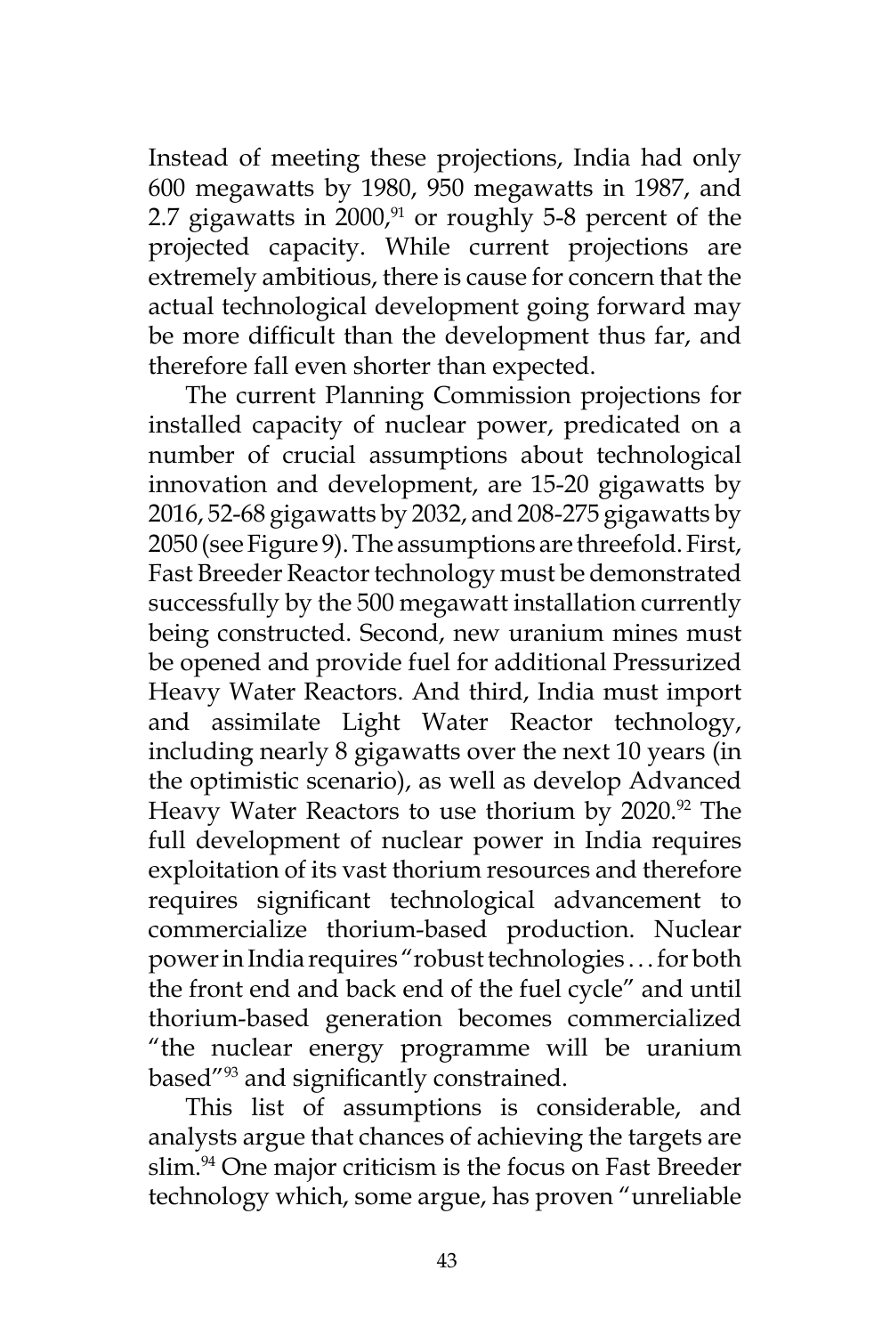Instead of meeting these projections, India had only 600 megawatts by 1980, 950 megawatts in 1987, and 2.7 gigawatts in 2000,[91] or roughly 5-8 percent of the projected capacity. While current projections are extremely ambitious, there is cause for concern that the actual technological development going forward may be more difficult than the development thus far, and therefore fall even shorter than expected.

The current Planning Commission projections for installed capacity of nuclear power, predicated on a number of crucial assumptions about technological innovation and development, are 15-20 gigawatts by 2016, 52-68 gigawatts by 2032, and 208-275 gigawatts by 2050 (see Figure 9). The assumptions are threefold. First, Fast Breeder Reactor technology must be demonstrated successfully by the 500 megawatt installation currently being constructed. Second, new uranium mines must be opened and provide fuel for additional Pressurized Heavy Water Reactors. And third, India must import and assimilate Light Water Reactor technology, including nearly 8 gigawatts over the next 10 years (in the optimistic scenario), as well as develop Advanced Heavy Water Reactors to use thorium by 2020.[92] The full development of nuclear power in India requires exploitation of its vast thorium resources and therefore requires significant technological advancement to commercialize thorium-based production. Nuclear power in India requires "robust technologies . . . for both the front end and back end of the fuel cycle" and until thorium-based generation becomes commercialized "the nuclear energy programme will be uranium based"[93] and significantly constrained.

This list of assumptions is considerable, and analysts argue that chances of achieving the targets are slim.[94] One major criticism is the focus on Fast Breeder technology which, some argue, has proven "unreliable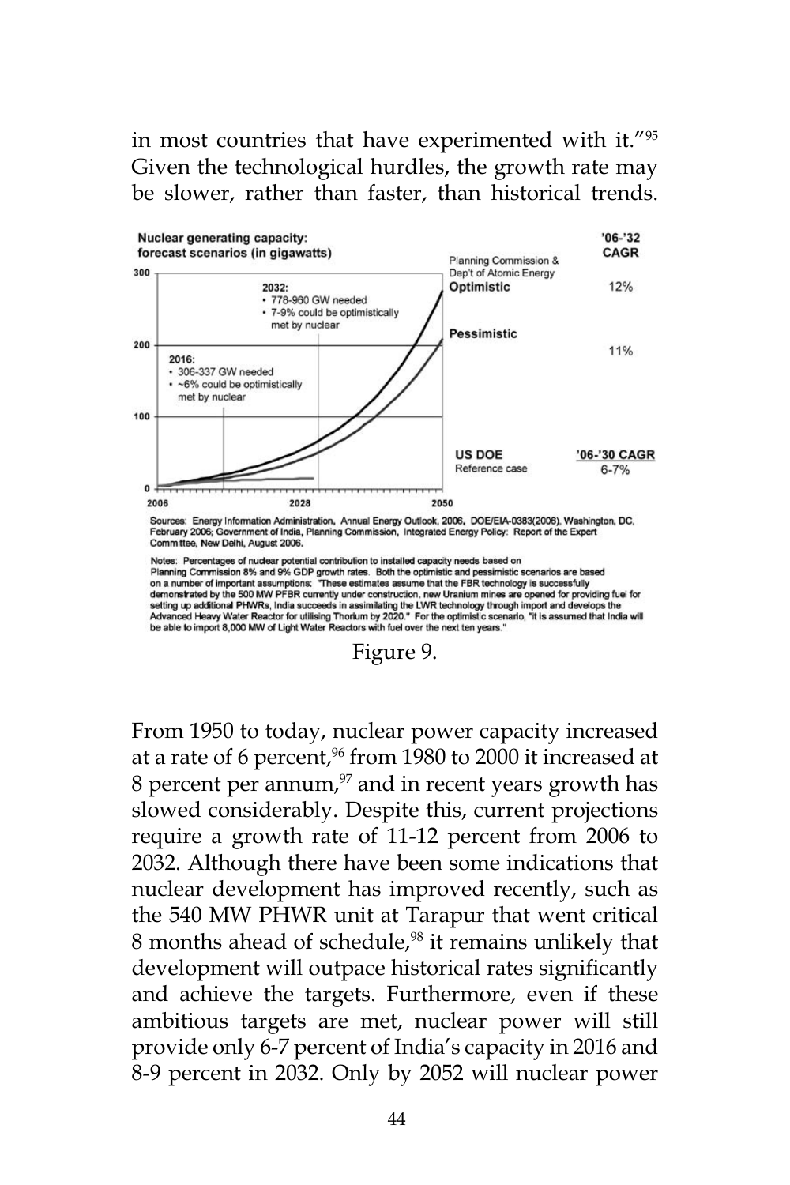in most countries that have experimented with it."[95] Given the technological hurdles, the growth rate may be slower, rather than faster, than historical trends.

Nuclear generating capacity: forecast scenarios (in gigawatts)

'06-'32 CAGR

Planning Commission & Dep't of Atomic Energy

Optimistic 12%

Pessimistic 11%

US DOE Reference case '06-'30 CAGR 6-7%

2032:
- 778-960 GW needed
- 7-9% could be optimistically met by nuclear

2016:
- 306-337 GW needed
- ~6% could be optimistically met by nuclear

Sources: Energy Information Administration, Annual Energy Outlook, 2006, DOE/EIA-0383(2006), Washington, DC, February 2006; Government of India, Planning Commission, Integrated Energy Policy: Report of the Expert Committee, New Delhi, August 2006.

Notes: Percentages of nuclear potential contribution to installed capacity needs based on Planning Commission 8% and 9% GDP growth rates. Both the optimistic and pessimistic scenarios are based on a number of important assumptions: "These estimates assume that the FBR technology is successfully demonstrated by the 500 MW PFBR currently under construction, new Uranium mines are opened for providing fuel for setting up additional PHWRs, India succeeds in assimilating the LWR technology through import and develops the Advanced Heavy Water Reactor for utilising Thorium by 2020." For the optimistic scenario, "it is assumed that India will be able to import 8,000 MW of Light Water Reactors with fuel over the next ten years."

Figure 9.

From 1950 to today, nuclear power capacity increased at a rate of 6 percent,[96] from 1980 to 2000 it increased at 8 percent per annum,[97] and in recent years growth has slowed considerably. Despite this, current projections require a growth rate of 11-12 percent from 2006 to 2032. Although there have been some indications that nuclear development has improved recently, such as the 540 MW PHWR unit at Tarapur that went critical 8 months ahead of schedule,[98] it remains unlikely that development will outpace historical rates significantly and achieve the targets. Furthermore, even if these ambitious targets are met, nuclear power will still provide only 6-7 percent of India's capacity in 2016 and 8-9 percent in 2032. Only by 2052 will nuclear power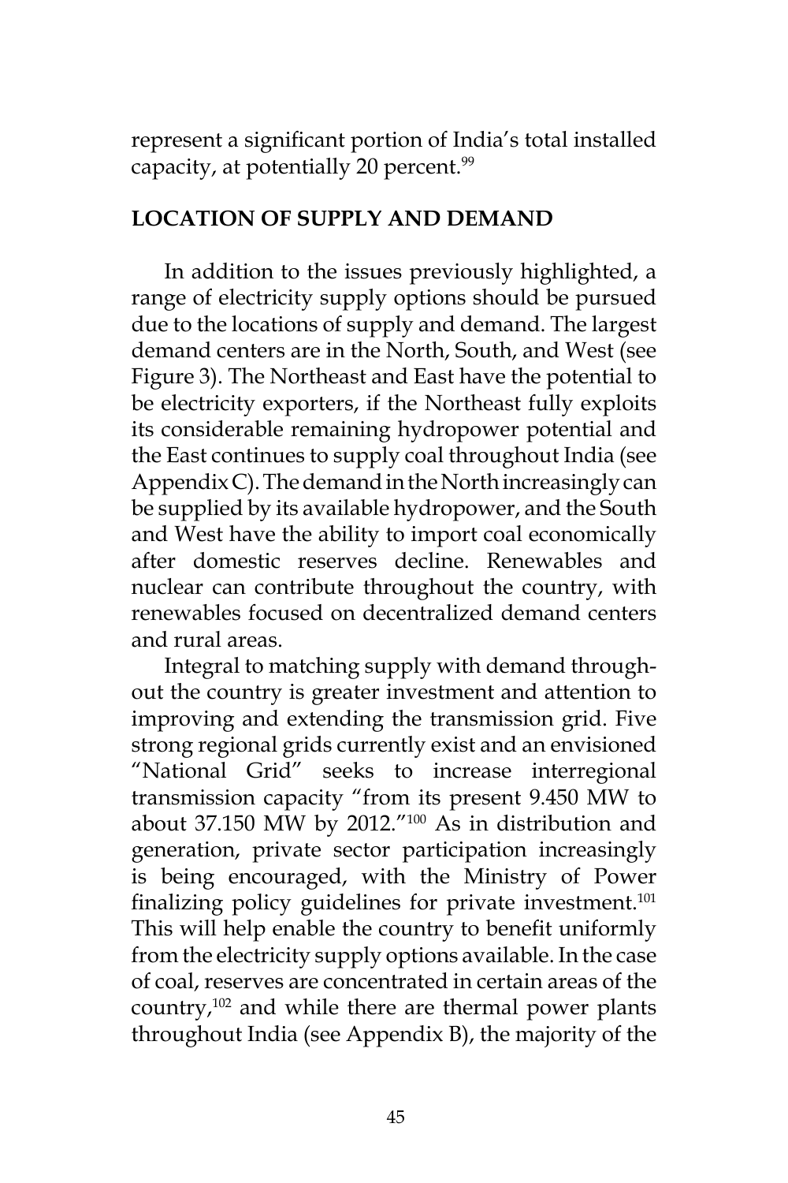represent a significant portion of India's total installed capacity, at potentially 20 percent.[99]

## LOCATION OF SUPPLY AND DEMAND

In addition to the issues previously highlighted, a range of electricity supply options should be pursued due to the locations of supply and demand. The largest demand centers are in the North, South, and West (see Figure 3). The Northeast and East have the potential to be electricity exporters, if the Northeast fully exploits its considerable remaining hydropower potential and the East continues to supply coal throughout India (see Appendix C). The demand in the North increasingly can be supplied by its available hydropower, and the South and West have the ability to import coal economically after domestic reserves decline. Renewables and nuclear can contribute throughout the country, with renewables focused on decentralized demand centers and rural areas.

Integral to matching supply with demand throughout the country is greater investment and attention to improving and extending the transmission grid. Five strong regional grids currently exist and an envisioned "National Grid" seeks to increase interregional transmission capacity "from its present 9.450 MW to about 37.150 MW by 2012."[100] As in distribution and generation, private sector participation increasingly is being encouraged, with the Ministry of Power finalizing policy guidelines for private investment.[101] This will help enable the country to benefit uniformly from the electricity supply options available. In the case of coal, reserves are concentrated in certain areas of the country,[102] and while there are thermal power plants throughout India (see Appendix B), the majority of the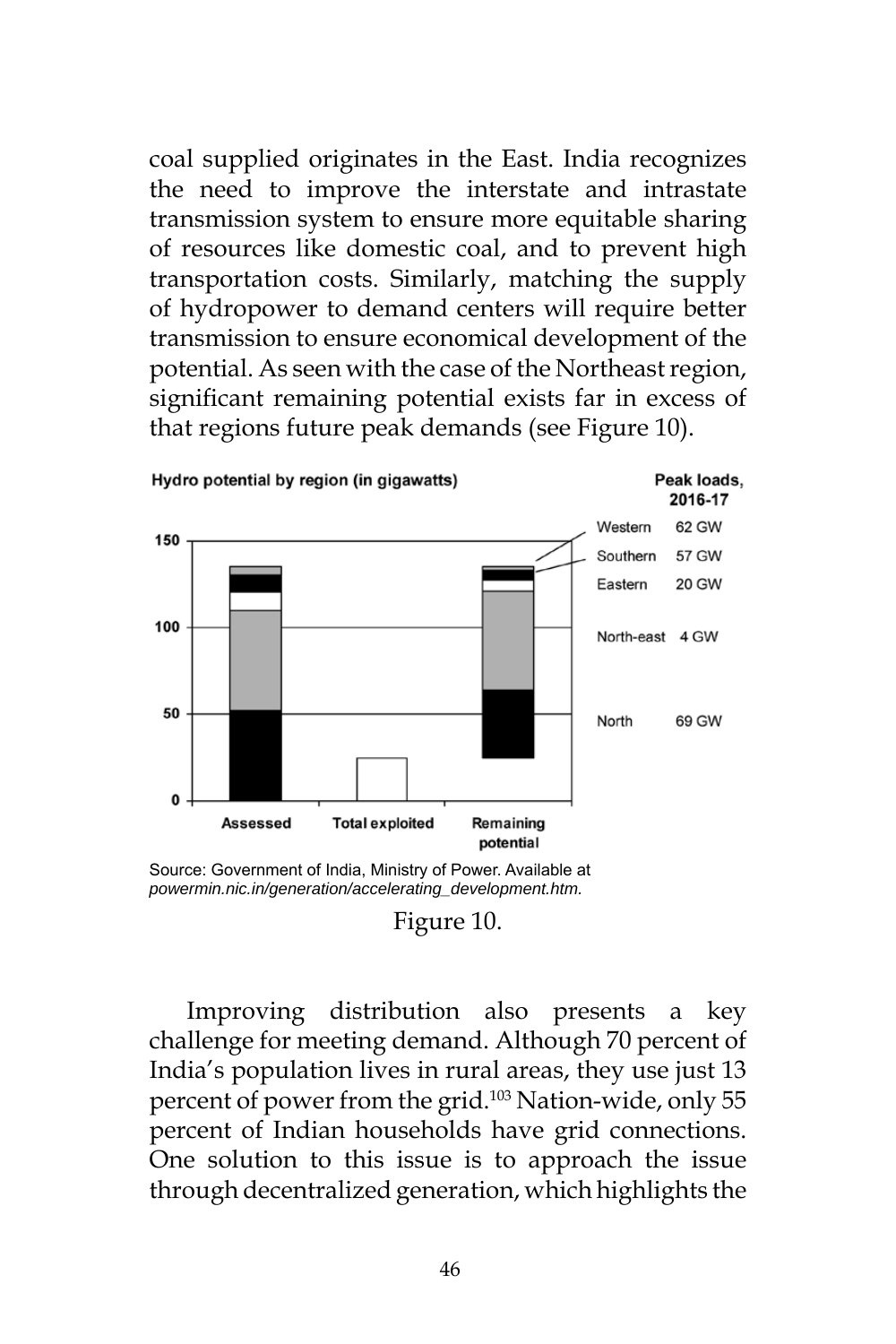coal supplied originates in the East. India recognizes the need to improve the interstate and intrastate transmission system to ensure more equitable sharing of resources like domestic coal, and to prevent high transportation costs. Similarly, matching the supply of hydropower to demand centers will require better transmission to ensure economical development of the potential. As seen with the case of the Northeast region, significant remaining potential exists far in excess of that regions future peak demands (see Figure 10).

Hydro potential by region (in gigawatts)

| Region | Peak loads, 2016-17 |
| --- | --- |
| Western | 62 GW |
| Southern | 57 GW |
| Eastern | 20 GW |
| North-east | 4 GW |
| North | 69 GW |

Assessed | Total exploited | Remaining potential

Source: Government of India, Ministry of Power. Available at *powermin.nic.in/generation/accelerating_development.htm.*

Figure 10.

Improving distribution also presents a key challenge for meeting demand. Although 70 percent of India's population lives in rural areas, they use just 13 percent of power from the grid.[103] Nation-wide, only 55 percent of Indian households have grid connections. One solution to this issue is to approach the issue through decentralized generation, which highlights the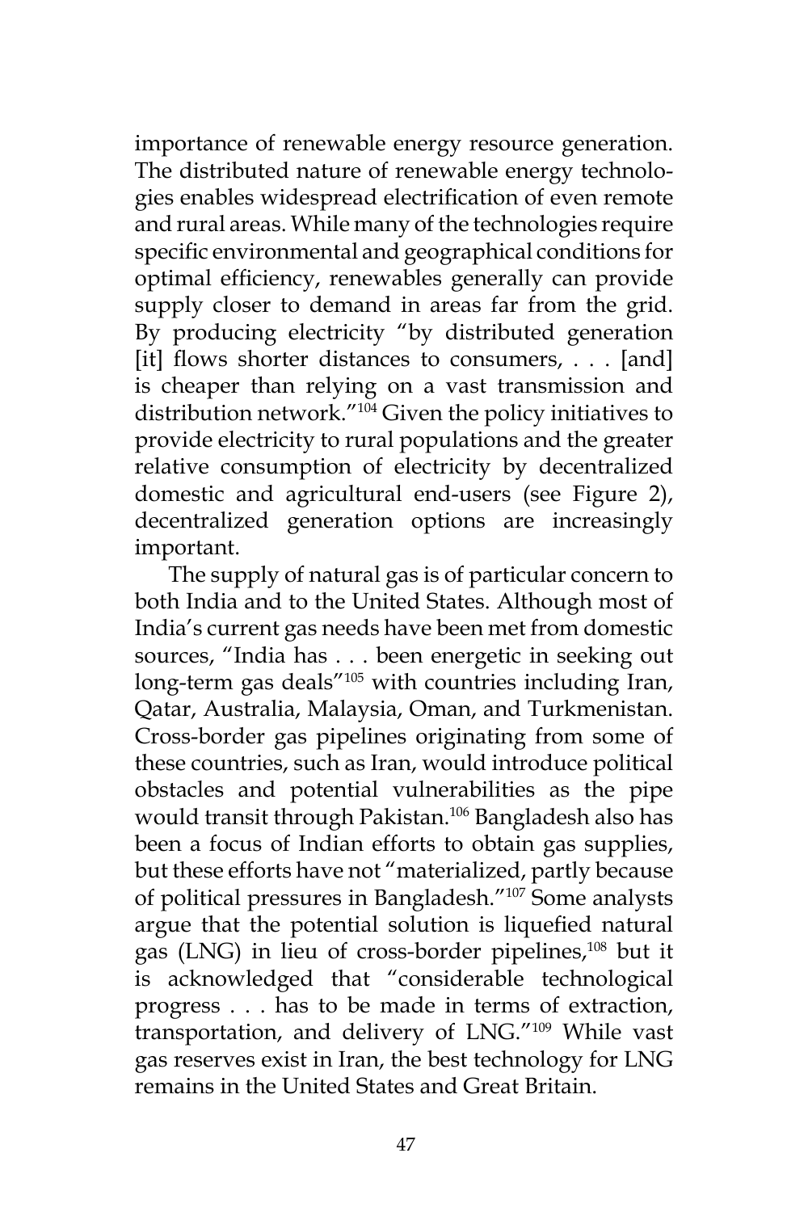importance of renewable energy resource generation. The distributed nature of renewable energy technologies enables widespread electrification of even remote and rural areas. While many of the technologies require specific environmental and geographical conditions for optimal efficiency, renewables generally can provide supply closer to demand in areas far from the grid. By producing electricity "by distributed generation [it] flows shorter distances to consumers, . . . [and] is cheaper than relying on a vast transmission and distribution network."[104] Given the policy initiatives to provide electricity to rural populations and the greater relative consumption of electricity by decentralized domestic and agricultural end-users (see Figure 2), decentralized generation options are increasingly important.

The supply of natural gas is of particular concern to both India and to the United States. Although most of India's current gas needs have been met from domestic sources, "India has . . . been energetic in seeking out long-term gas deals"[105] with countries including Iran, Qatar, Australia, Malaysia, Oman, and Turkmenistan. Cross-border gas pipelines originating from some of these countries, such as Iran, would introduce political obstacles and potential vulnerabilities as the pipe would transit through Pakistan.[106] Bangladesh also has been a focus of Indian efforts to obtain gas supplies, but these efforts have not "materialized, partly because of political pressures in Bangladesh."[107] Some analysts argue that the potential solution is liquefied natural gas (LNG) in lieu of cross-border pipelines,[108] but it is acknowledged that "considerable technological progress . . . has to be made in terms of extraction, transportation, and delivery of LNG."[109] While vast gas reserves exist in Iran, the best technology for LNG remains in the United States and Great Britain.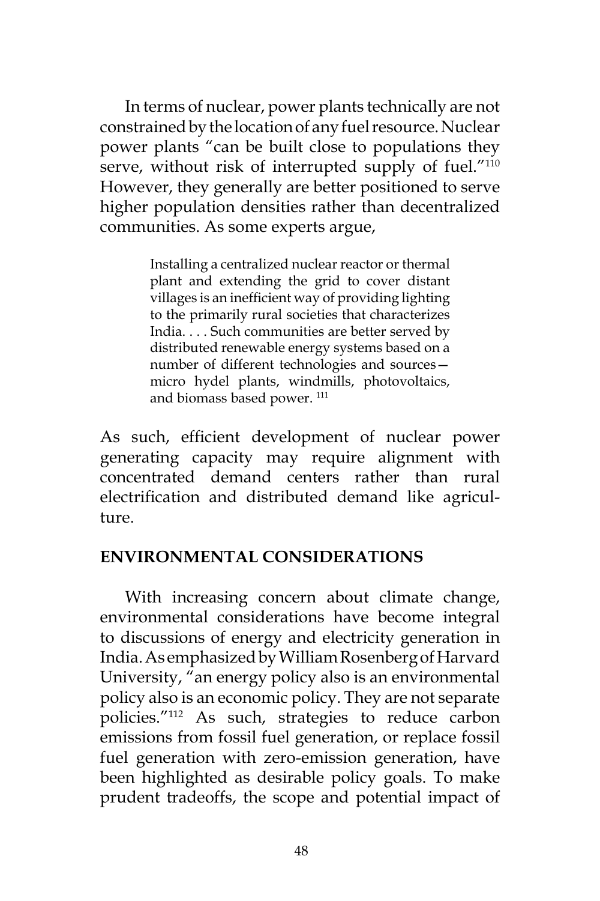In terms of nuclear, power plants technically are not constrained by the location of any fuel resource. Nuclear power plants "can be built close to populations they serve, without risk of interrupted supply of fuel."[110] However, they generally are better positioned to serve higher population densities rather than decentralized communities. As some experts argue,

> Installing a centralized nuclear reactor or thermal plant and extending the grid to cover distant villages is an inefficient way of providing lighting to the primarily rural societies that characterizes India. . . . Such communities are better served by distributed renewable energy systems based on a number of different technologies and sources—micro hydel plants, windmills, photovoltaics, and biomass based power. [111]

As such, efficient development of nuclear power generating capacity may require alignment with concentrated demand centers rather than rural electrification and distributed demand like agriculture.

## ENVIRONMENTAL CONSIDERATIONS

With increasing concern about climate change, environmental considerations have become integral to discussions of energy and electricity generation in India. As emphasized by William Rosenberg of Harvard University, "an energy policy also is an environmental policy also is an economic policy. They are not separate policies."[112] As such, strategies to reduce carbon emissions from fossil fuel generation, or replace fossil fuel generation with zero-emission generation, have been highlighted as desirable policy goals. To make prudent tradeoffs, the scope and potential impact of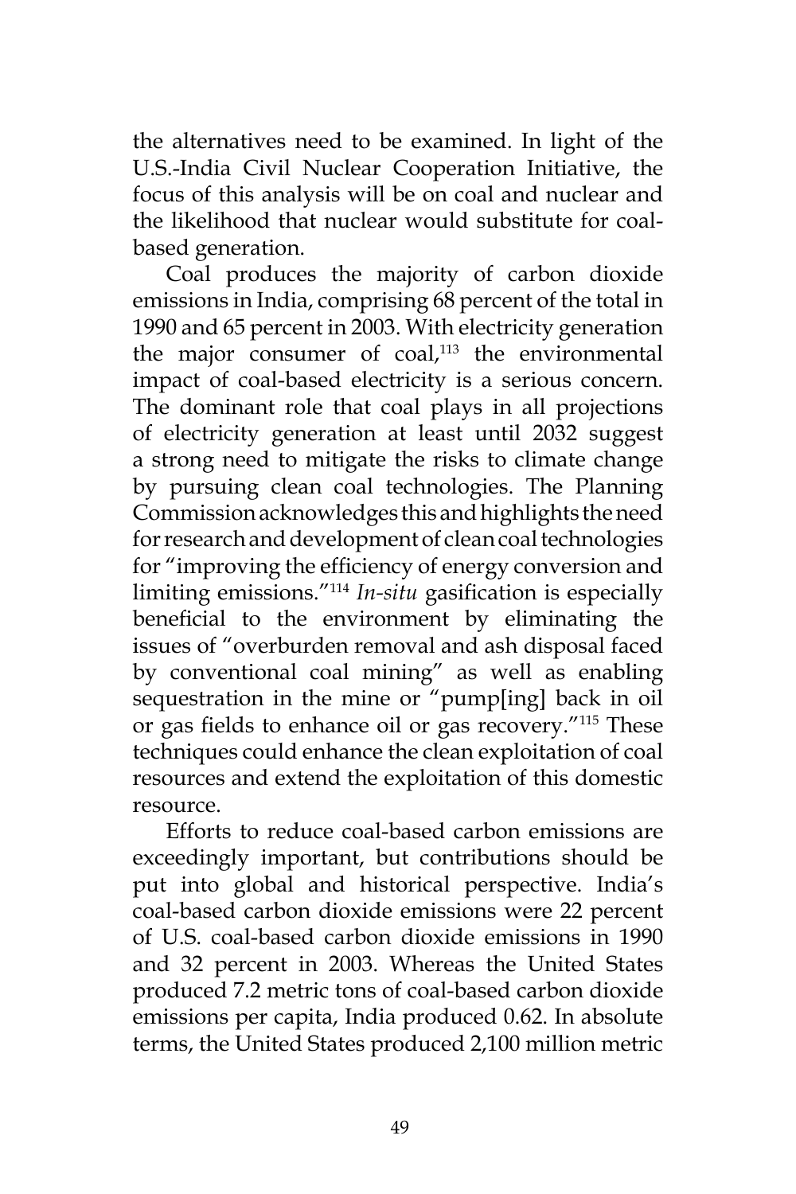the alternatives need to be examined. In light of the U.S.-India Civil Nuclear Cooperation Initiative, the focus of this analysis will be on coal and nuclear and the likelihood that nuclear would substitute for coal-based generation.

Coal produces the majority of carbon dioxide emissions in India, comprising 68 percent of the total in 1990 and 65 percent in 2003. With electricity generation the major consumer of coal,[113] the environmental impact of coal-based electricity is a serious concern. The dominant role that coal plays in all projections of electricity generation at least until 2032 suggest a strong need to mitigate the risks to climate change by pursuing clean coal technologies. The Planning Commission acknowledges this and highlights the need for research and development of clean coal technologies for "improving the efficiency of energy conversion and limiting emissions."[114] *In-situ* gasification is especially beneficial to the environment by eliminating the issues of "overburden removal and ash disposal faced by conventional coal mining" as well as enabling sequestration in the mine or "pump[ing] back in oil or gas fields to enhance oil or gas recovery."[115] These techniques could enhance the clean exploitation of coal resources and extend the exploitation of this domestic resource.

Efforts to reduce coal-based carbon emissions are exceedingly important, but contributions should be put into global and historical perspective. India's coal-based carbon dioxide emissions were 22 percent of U.S. coal-based carbon dioxide emissions in 1990 and 32 percent in 2003. Whereas the United States produced 7.2 metric tons of coal-based carbon dioxide emissions per capita, India produced 0.62. In absolute terms, the United States produced 2,100 million metric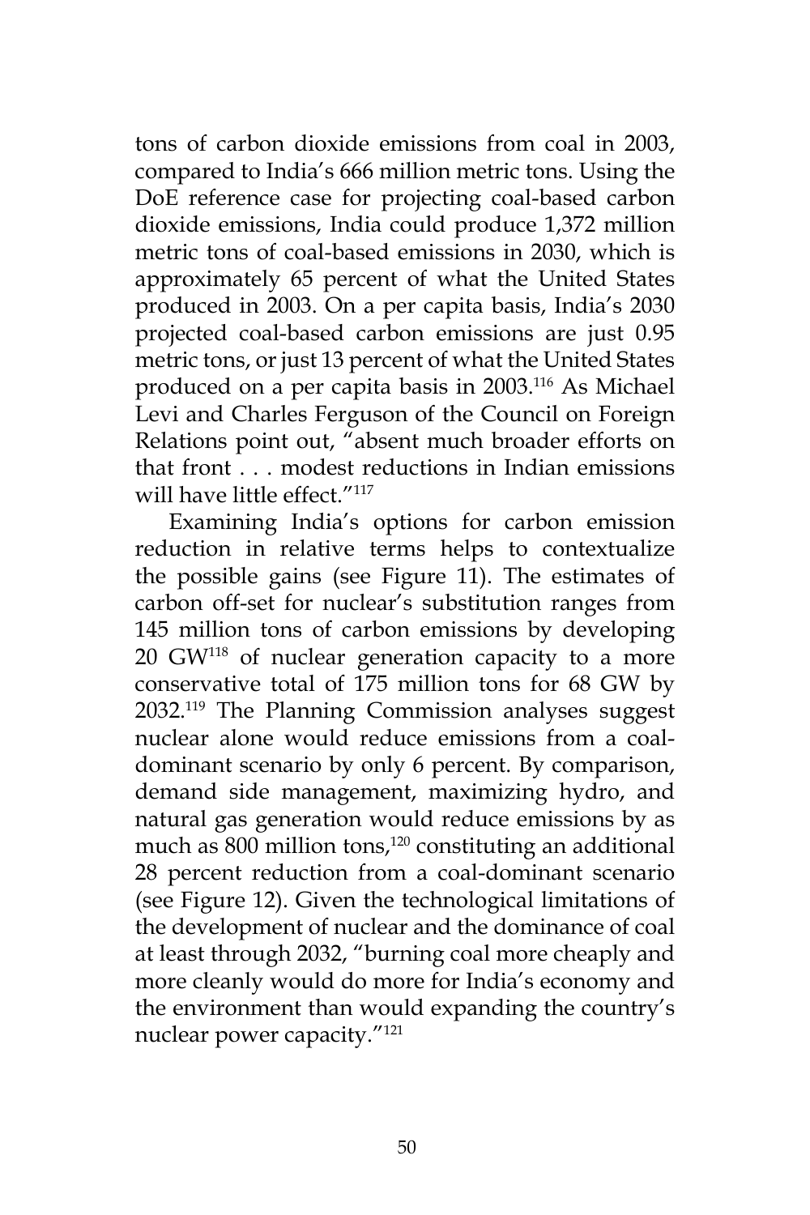tons of carbon dioxide emissions from coal in 2003, compared to India's 666 million metric tons. Using the DoE reference case for projecting coal-based carbon dioxide emissions, India could produce 1,372 million metric tons of coal-based emissions in 2030, which is approximately 65 percent of what the United States produced in 2003. On a per capita basis, India's 2030 projected coal-based carbon emissions are just 0.95 metric tons, or just 13 percent of what the United States produced on a per capita basis in 2003.[116] As Michael Levi and Charles Ferguson of the Council on Foreign Relations point out, "absent much broader efforts on that front . . . modest reductions in Indian emissions will have little effect."[117]

Examining India's options for carbon emission reduction in relative terms helps to contextualize the possible gains (see Figure 11). The estimates of carbon off-set for nuclear's substitution ranges from 145 million tons of carbon emissions by developing 20 GW[118] of nuclear generation capacity to a more conservative total of 175 million tons for 68 GW by 2032.[119] The Planning Commission analyses suggest nuclear alone would reduce emissions from a coal-dominant scenario by only 6 percent. By comparison, demand side management, maximizing hydro, and natural gas generation would reduce emissions by as much as 800 million tons,[120] constituting an additional 28 percent reduction from a coal-dominant scenario (see Figure 12). Given the technological limitations of the development of nuclear and the dominance of coal at least through 2032, "burning coal more cheaply and more cleanly would do more for India's economy and the environment than would expanding the country's nuclear power capacity."[121]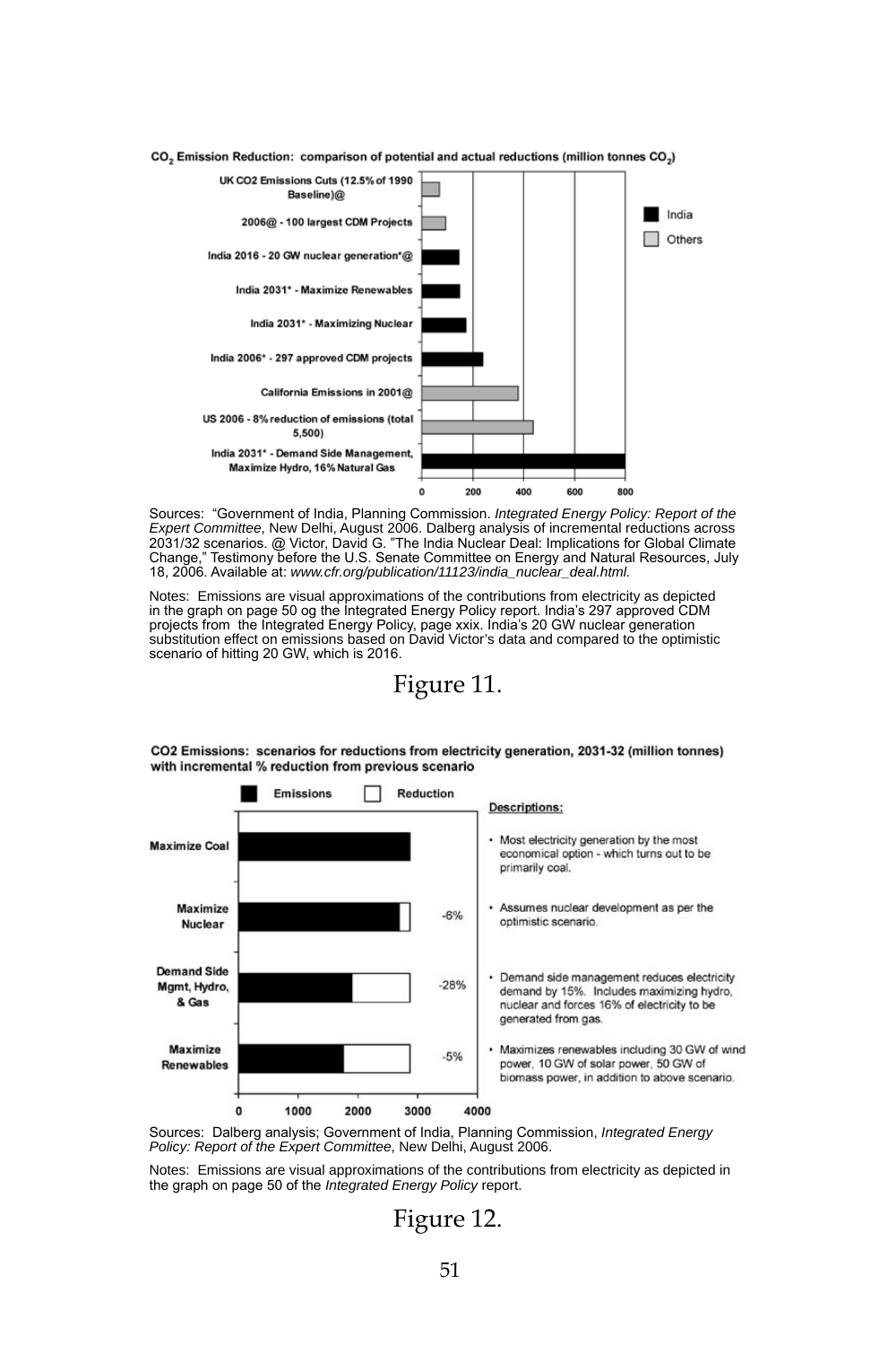$CO_2$ Emission Reduction: comparison of potential and actual reductions (million tonnes $CO_2$)

Sources: "Government of India, Planning Commission. *Integrated Energy Policy: Report of the Expert Committee*, New Delhi, August 2006. Dalberg analysis of incremental reductions across 2031/32 scenarios. @ Victor, David G. "The India Nuclear Deal: Implications for Global Climate Change," Testimony before the U.S. Senate Committee on Energy and Natural Resources, July 18, 2006. Available at: *www.cfr.org/publication/11123/india_nuclear_deal.html.*

Notes: Emissions are visual approximations of the contributions from electricity as depicted in the graph on page 50 og the Integrated Energy Policy report. India's 297 approved CDM projects from the Integrated Energy Policy, page xxix. India's 20 GW nuclear generation substitution effect on emissions based on David Victor's data and compared to the optimistic scenario of hitting 20 GW, which is 2016.

Figure 11.

CO2 Emissions: scenarios for reductions from electricity generation, 2031-32 (million tonnes) with incremental % reduction from previous scenario

Sources: Dalberg analysis; Government of India, Planning Commission, *Integrated Energy Policy: Report of the Expert Committee*, New Delhi, August 2006.

Notes: Emissions are visual approximations of the contributions from electricity as depicted in the graph on page 50 of the *Integrated Energy Policy* report.

Figure 12.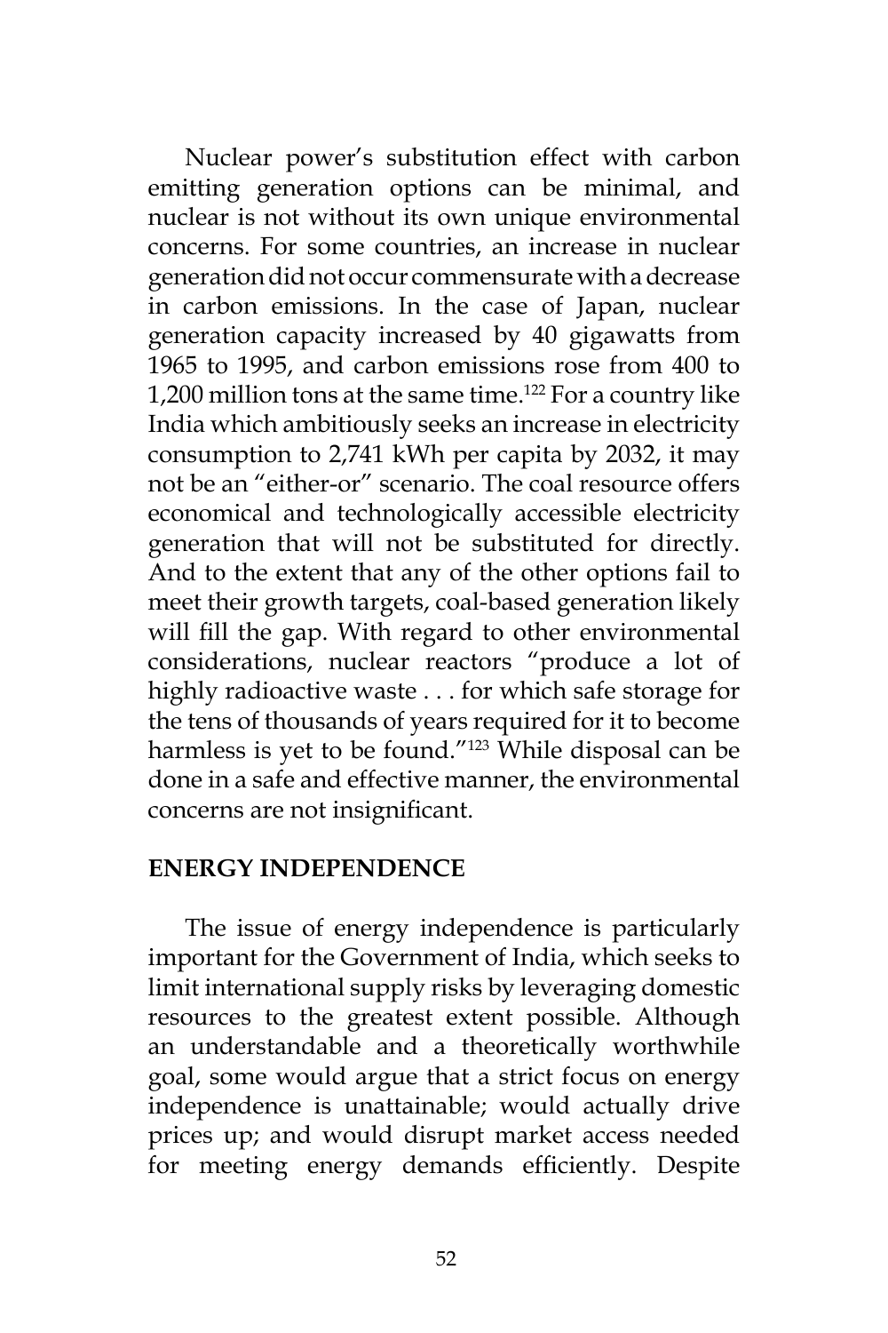Nuclear power's substitution effect with carbon emitting generation options can be minimal, and nuclear is not without its own unique environmental concerns. For some countries, an increase in nuclear generation did not occur commensurate with a decrease in carbon emissions. In the case of Japan, nuclear generation capacity increased by 40 gigawatts from 1965 to 1995, and carbon emissions rose from 400 to 1,200 million tons at the same time.[122] For a country like India which ambitiously seeks an increase in electricity consumption to 2,741 kWh per capita by 2032, it may not be an "either-or" scenario. The coal resource offers economical and technologically accessible electricity generation that will not be substituted for directly. And to the extent that any of the other options fail to meet their growth targets, coal-based generation likely will fill the gap. With regard to other environmental considerations, nuclear reactors "produce a lot of highly radioactive waste . . . for which safe storage for the tens of thousands of years required for it to become harmless is yet to be found."[123] While disposal can be done in a safe and effective manner, the environmental concerns are not insignificant.

## ENERGY INDEPENDENCE

The issue of energy independence is particularly important for the Government of India, which seeks to limit international supply risks by leveraging domestic resources to the greatest extent possible. Although an understandable and a theoretically worthwhile goal, some would argue that a strict focus on energy independence is unattainable; would actually drive prices up; and would disrupt market access needed for meeting energy demands efficiently. Despite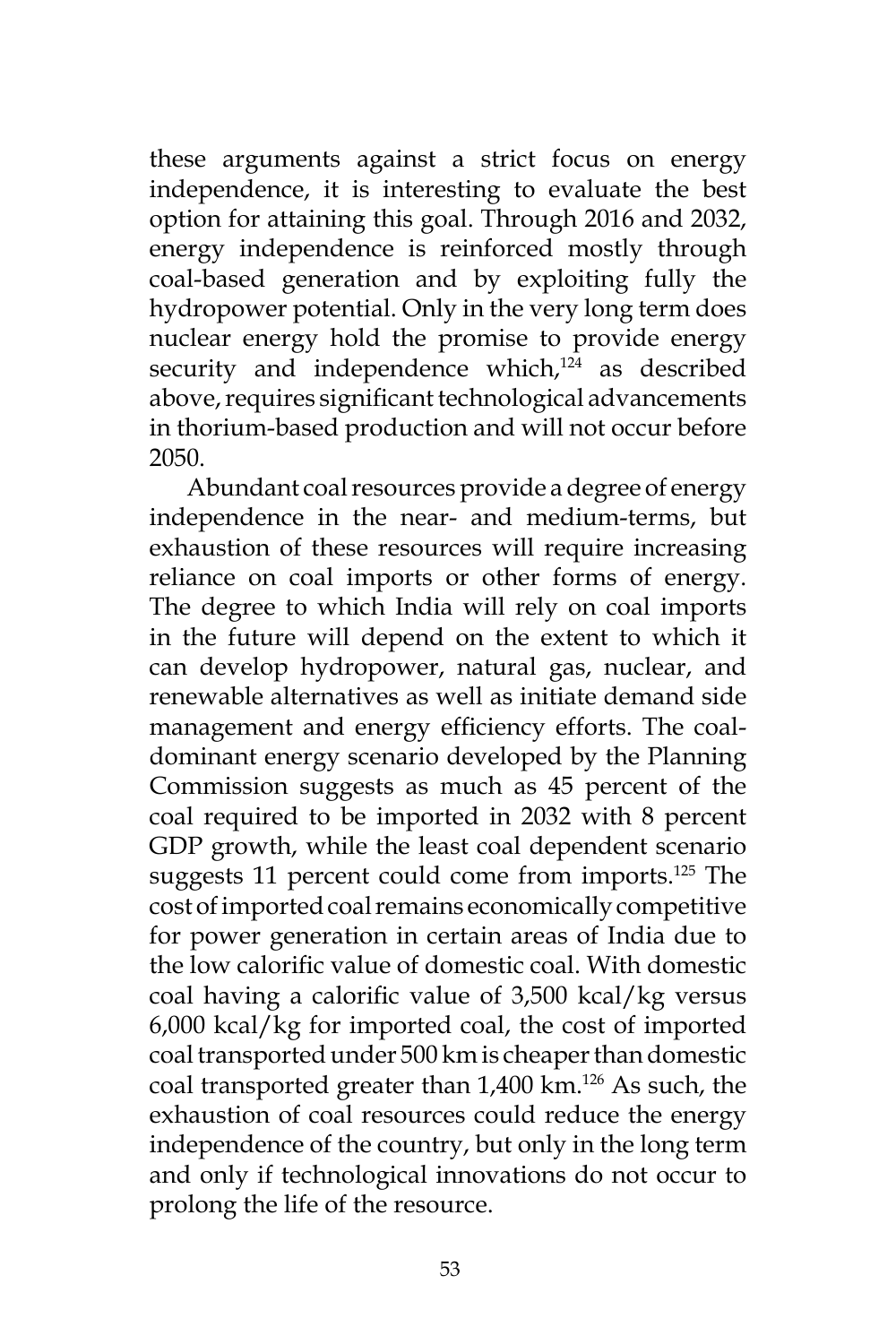these arguments against a strict focus on energy independence, it is interesting to evaluate the best option for attaining this goal. Through 2016 and 2032, energy independence is reinforced mostly through coal-based generation and by exploiting fully the hydropower potential. Only in the very long term does nuclear energy hold the promise to provide energy security and independence which,[124] as described above, requires significant technological advancements in thorium-based production and will not occur before 2050.

Abundant coal resources provide a degree of energy independence in the near- and medium-terms, but exhaustion of these resources will require increasing reliance on coal imports or other forms of energy. The degree to which India will rely on coal imports in the future will depend on the extent to which it can develop hydropower, natural gas, nuclear, and renewable alternatives as well as initiate demand side management and energy efficiency efforts. The coal-dominant energy scenario developed by the Planning Commission suggests as much as 45 percent of the coal required to be imported in 2032 with 8 percent GDP growth, while the least coal dependent scenario suggests 11 percent could come from imports.[125] The cost of imported coal remains economically competitive for power generation in certain areas of India due to the low calorific value of domestic coal. With domestic coal having a calorific value of 3,500 kcal/kg versus 6,000 kcal/kg for imported coal, the cost of imported coal transported under 500 km is cheaper than domestic coal transported greater than 1,400 km.[126] As such, the exhaustion of coal resources could reduce the energy independence of the country, but only in the long term and only if technological innovations do not occur to prolong the life of the resource.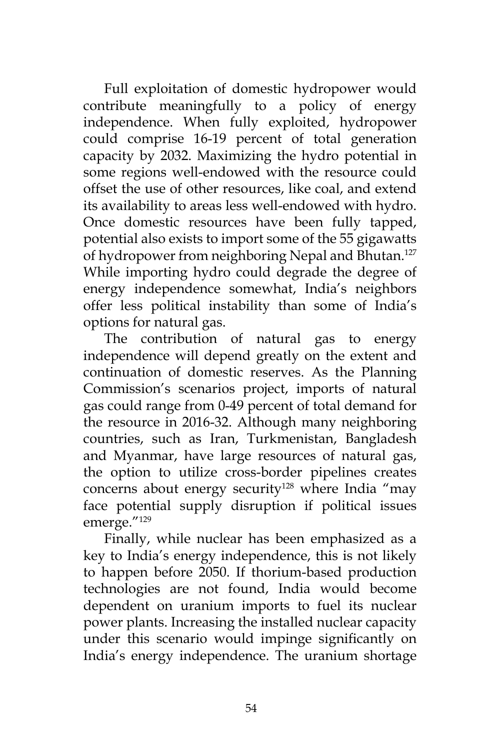Full exploitation of domestic hydropower would contribute meaningfully to a policy of energy independence. When fully exploited, hydropower could comprise 16-19 percent of total generation capacity by 2032. Maximizing the hydro potential in some regions well-endowed with the resource could offset the use of other resources, like coal, and extend its availability to areas less well-endowed with hydro. Once domestic resources have been fully tapped, potential also exists to import some of the 55 gigawatts of hydropower from neighboring Nepal and Bhutan.[127] While importing hydro could degrade the degree of energy independence somewhat, India's neighbors offer less political instability than some of India's options for natural gas.

The contribution of natural gas to energy independence will depend greatly on the extent and continuation of domestic reserves. As the Planning Commission's scenarios project, imports of natural gas could range from 0-49 percent of total demand for the resource in 2016-32. Although many neighboring countries, such as Iran, Turkmenistan, Bangladesh and Myanmar, have large resources of natural gas, the option to utilize cross-border pipelines creates concerns about energy security[128] where India "may face potential supply disruption if political issues emerge."[129]

Finally, while nuclear has been emphasized as a key to India's energy independence, this is not likely to happen before 2050. If thorium-based production technologies are not found, India would become dependent on uranium imports to fuel its nuclear power plants. Increasing the installed nuclear capacity under this scenario would impinge significantly on India's energy independence. The uranium shortage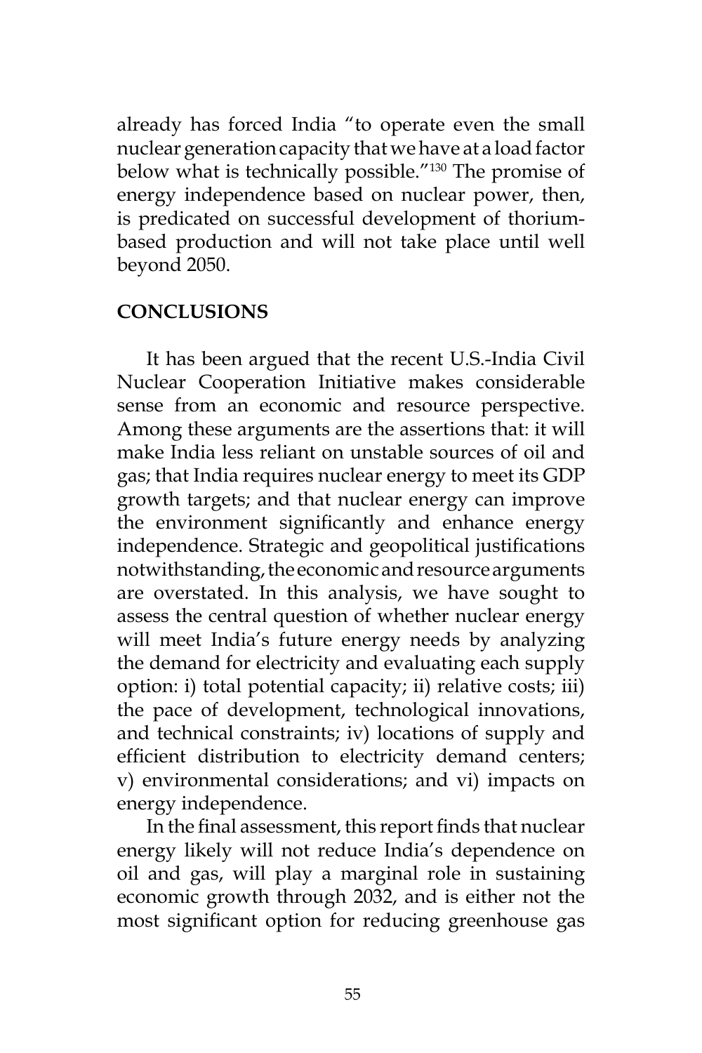already has forced India "to operate even the small nuclear generation capacity that we have at a load factor below what is technically possible."[130] The promise of energy independence based on nuclear power, then, is predicated on successful development of thorium-based production and will not take place until well beyond 2050.

## CONCLUSIONS

It has been argued that the recent U.S.-India Civil Nuclear Cooperation Initiative makes considerable sense from an economic and resource perspective. Among these arguments are the assertions that: it will make India less reliant on unstable sources of oil and gas; that India requires nuclear energy to meet its GDP growth targets; and that nuclear energy can improve the environment significantly and enhance energy independence. Strategic and geopolitical justifications notwithstanding, the economic and resource arguments are overstated. In this analysis, we have sought to assess the central question of whether nuclear energy will meet India's future energy needs by analyzing the demand for electricity and evaluating each supply option: i) total potential capacity; ii) relative costs; iii) the pace of development, technological innovations, and technical constraints; iv) locations of supply and efficient distribution to electricity demand centers; v) environmental considerations; and vi) impacts on energy independence.

In the final assessment, this report finds that nuclear energy likely will not reduce India's dependence on oil and gas, will play a marginal role in sustaining economic growth through 2032, and is either not the most significant option for reducing greenhouse gas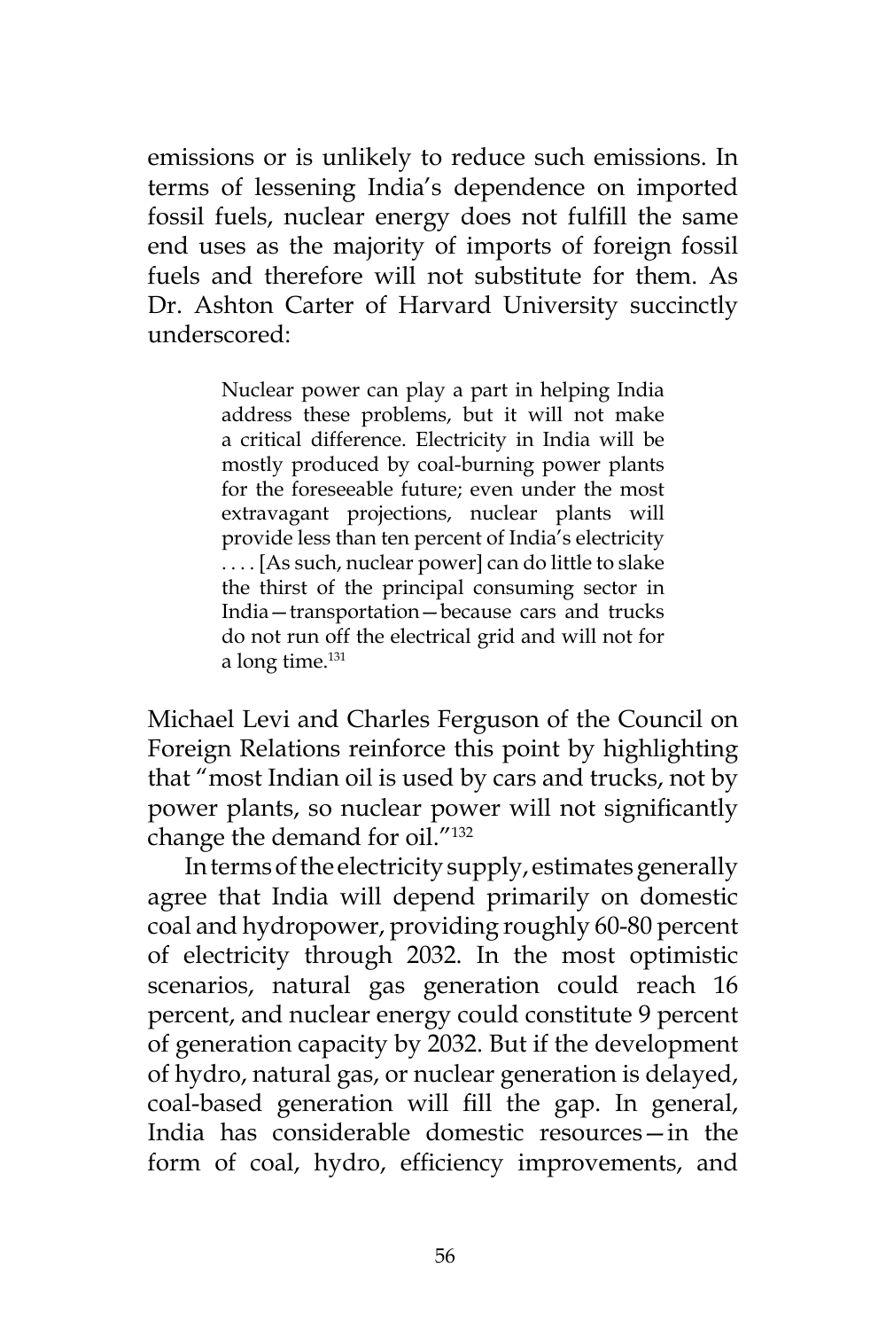emissions or is unlikely to reduce such emissions. In terms of lessening India's dependence on imported fossil fuels, nuclear energy does not fulfill the same end uses as the majority of imports of foreign fossil fuels and therefore will not substitute for them. As Dr. Ashton Carter of Harvard University succinctly underscored:

> Nuclear power can play a part in helping India address these problems, but it will not make a critical difference. Electricity in India will be mostly produced by coal-burning power plants for the foreseeable future; even under the most extravagant projections, nuclear plants will provide less than ten percent of India's electricity . . . . [As such, nuclear power] can do little to slake the thirst of the principal consuming sector in India—transportation—because cars and trucks do not run off the electrical grid and will not for a long time.[131]

Michael Levi and Charles Ferguson of the Council on Foreign Relations reinforce this point by highlighting that "most Indian oil is used by cars and trucks, not by power plants, so nuclear power will not significantly change the demand for oil."[132]

In terms of the electricity supply, estimates generally agree that India will depend primarily on domestic coal and hydropower, providing roughly 60-80 percent of electricity through 2032. In the most optimistic scenarios, natural gas generation could reach 16 percent, and nuclear energy could constitute 9 percent of generation capacity by 2032. But if the development of hydro, natural gas, or nuclear generation is delayed, coal-based generation will fill the gap. In general, India has considerable domestic resources—in the form of coal, hydro, efficiency improvements, and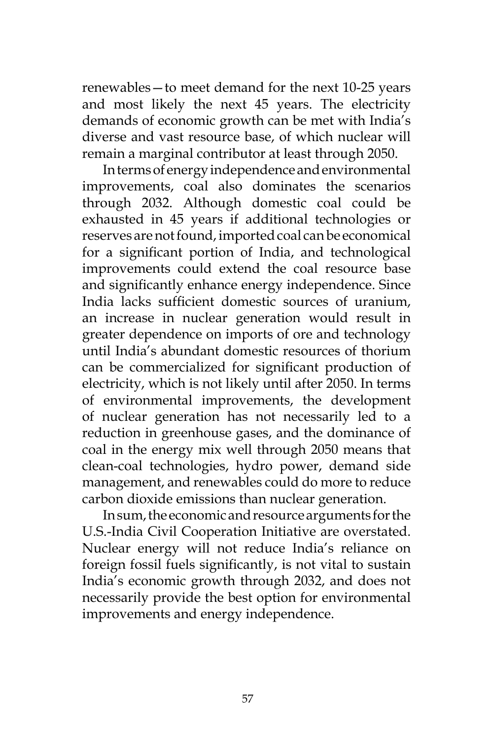renewables—to meet demand for the next 10-25 years and most likely the next 45 years. The electricity demands of economic growth can be met with India's diverse and vast resource base, of which nuclear will remain a marginal contributor at least through 2050.

In terms of energy independence and environmental improvements, coal also dominates the scenarios through 2032. Although domestic coal could be exhausted in 45 years if additional technologies or reserves are not found, imported coal can be economical for a significant portion of India, and technological improvements could extend the coal resource base and significantly enhance energy independence. Since India lacks sufficient domestic sources of uranium, an increase in nuclear generation would result in greater dependence on imports of ore and technology until India's abundant domestic resources of thorium can be commercialized for significant production of electricity, which is not likely until after 2050. In terms of environmental improvements, the development of nuclear generation has not necessarily led to a reduction in greenhouse gases, and the dominance of coal in the energy mix well through 2050 means that clean-coal technologies, hydro power, demand side management, and renewables could do more to reduce carbon dioxide emissions than nuclear generation.

In sum, the economic and resource arguments for the U.S.-India Civil Cooperation Initiative are overstated. Nuclear energy will not reduce India's reliance on foreign fossil fuels significantly, is not vital to sustain India's economic growth through 2032, and does not necessarily provide the best option for environmental improvements and energy independence.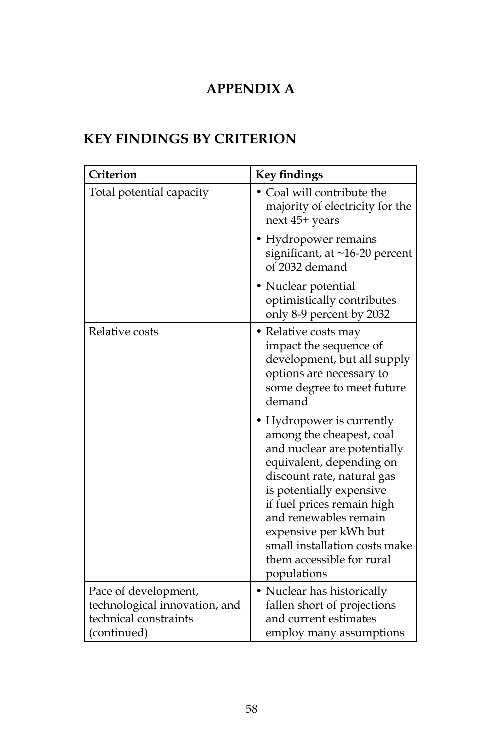# APPENDIX A

## KEY FINDINGS BY CRITERION

| Criterion | Key findings |
|---|---|
| Total potential capacity | • Coal will contribute the majority of electricity for the next 45+ years<br>• Hydropower remains significant, at ~16-20 percent of 2032 demand<br>• Nuclear potential optimistically contributes only 8-9 percent by 2032 |
| Relative costs | • Relative costs may impact the sequence of development, but all supply options are necessary to some degree to meet future demand<br>• Hydropower is currently among the cheapest, coal and nuclear are potentially equivalent, depending on discount rate, natural gas is potentially expensive if fuel prices remain high and renewables remain expensive per kWh but small installation costs make them accessible for rural populations |
| Pace of development, technological innovation, and technical constraints (continued) | • Nuclear has historically fallen short of projections and current estimates employ many assumptions |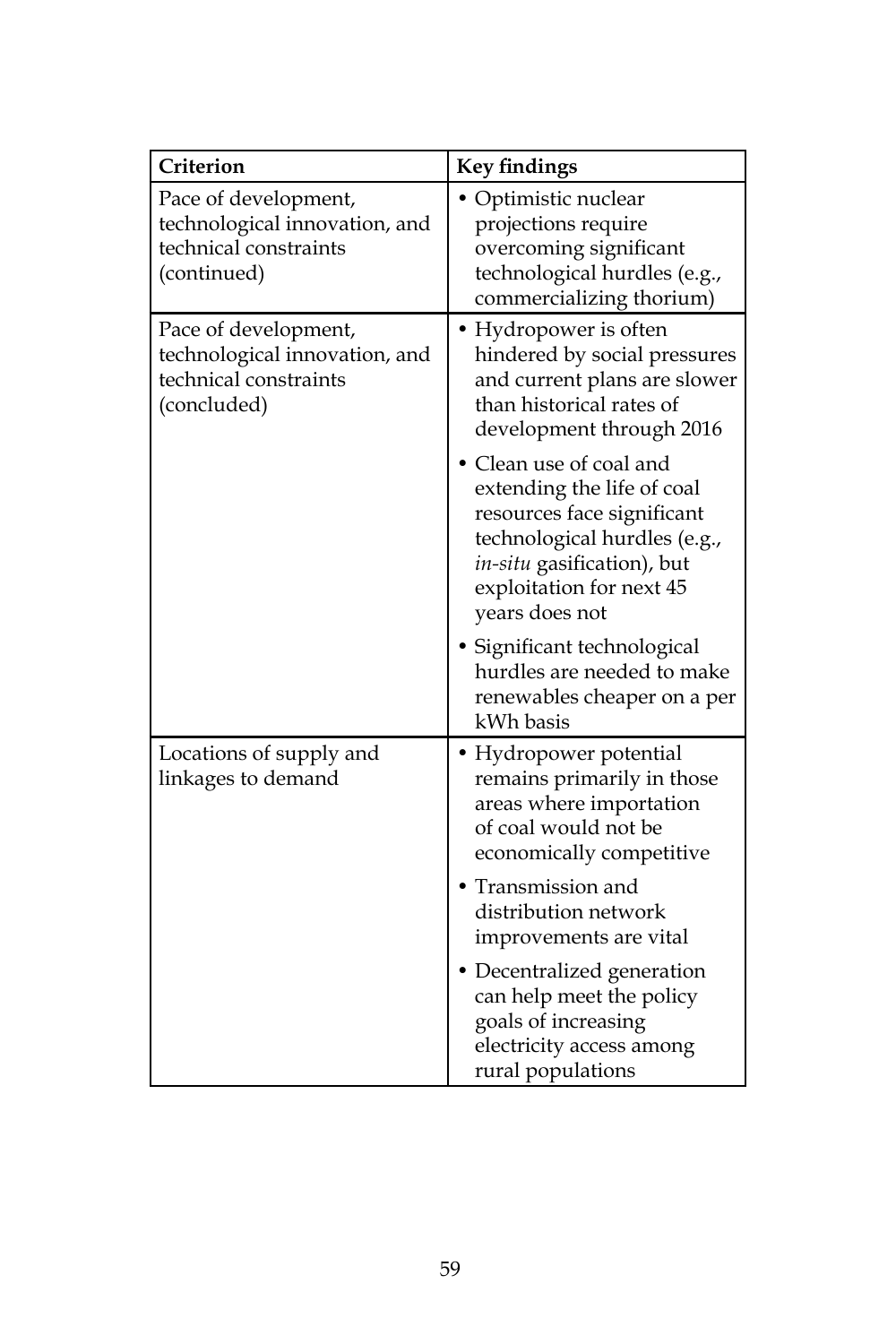| Criterion | Key findings |
|---|---|
| Pace of development, technological innovation, and technical constraints (continued) | • Optimistic nuclear projections require overcoming significant technological hurdles (e.g., commercializing thorium) |
| Pace of development, technological innovation, and technical constraints (concluded) | • Hydropower is often hindered by social pressures and current plans are slower than historical rates of development through 2016 |
| | • Clean use of coal and extending the life of coal resources face significant technological hurdles (e.g., *in-situ* gasification), but exploitation for next 45 years does not |
| | • Significant technological hurdles are needed to make renewables cheaper on a per kWh basis |
| Locations of supply and linkages to demand | • Hydropower potential remains primarily in those areas where importation of coal would not be economically competitive |
| | • Transmission and distribution network improvements are vital |
| | • Decentralized generation can help meet the policy goals of increasing electricity access among rural populations |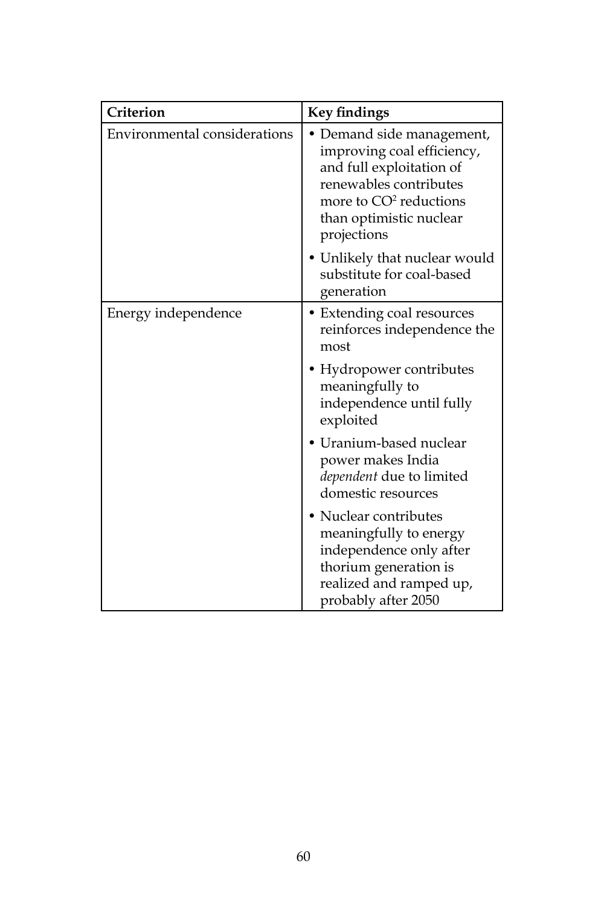| Criterion | Key findings |
| --- | --- |
| Environmental considerations | • Demand side management, improving coal efficiency, and full exploitation of renewables contributes more to $CO^2$ reductions than optimistic nuclear projections<br>• Unlikely that nuclear would substitute for coal-based generation |
| Energy independence | • Extending coal resources reinforces independence the most<br>• Hydropower contributes meaningfully to independence until fully exploited<br>• Uranium-based nuclear power makes India *dependent* due to limited domestic resources<br>• Nuclear contributes meaningfully to energy independence only after thorium generation is realized and ramped up, probably after 2050 |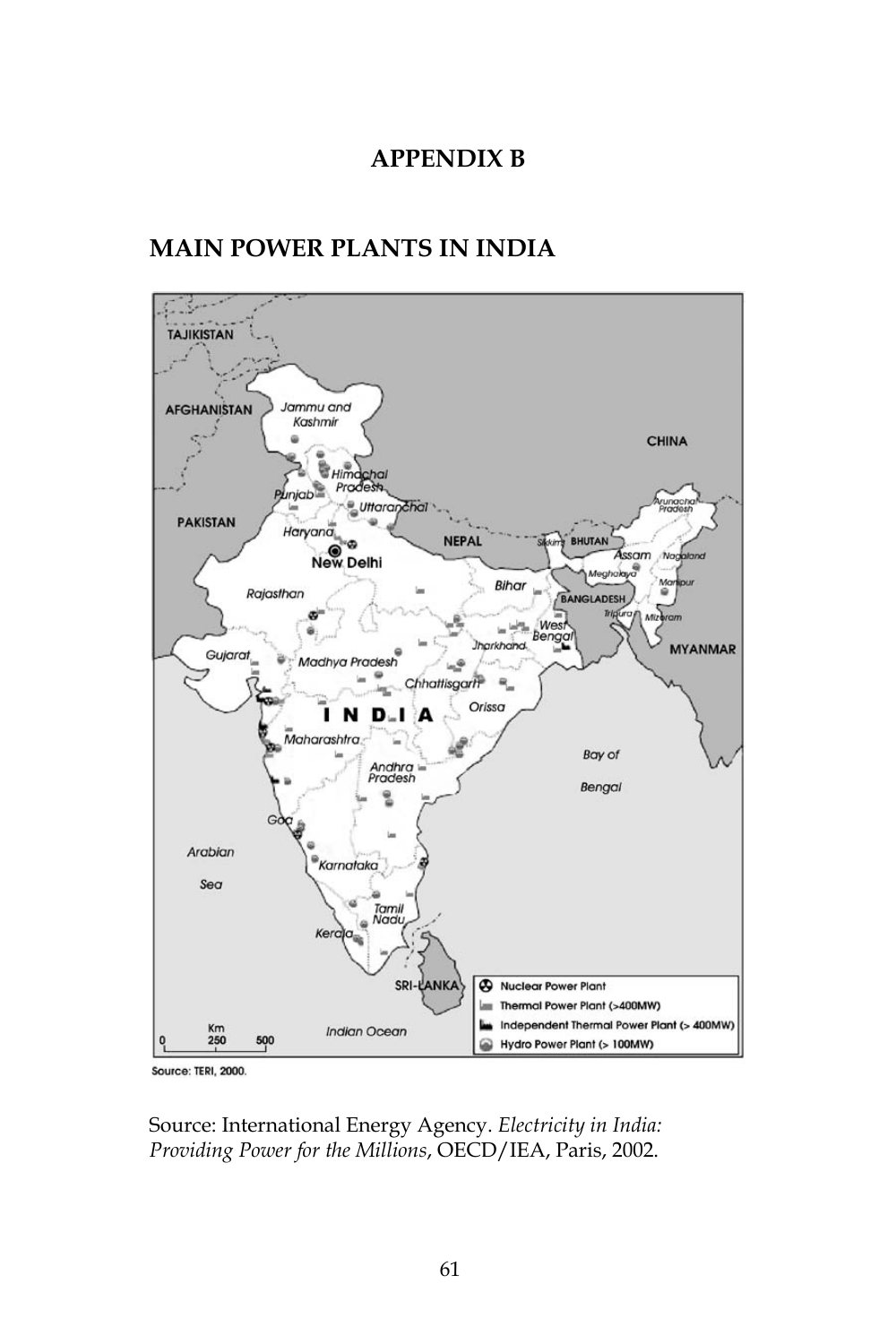# APPENDIX B

## MAIN POWER PLANTS IN INDIA

Source: TERI, 2000.

Source: International Energy Agency. *Electricity in India: Providing Power for the Millions*, OECD/IEA, Paris, 2002.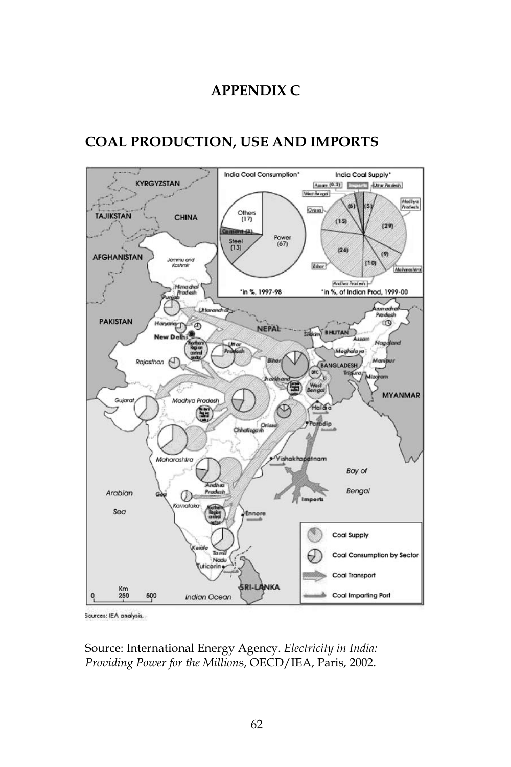# APPENDIX C

## COAL PRODUCTION, USE AND IMPORTS

Sources: IEA analysis.

Source: International Energy Agency. *Electricity in India: Providing Power for the Millions*, OECD/IEA, Paris, 2002.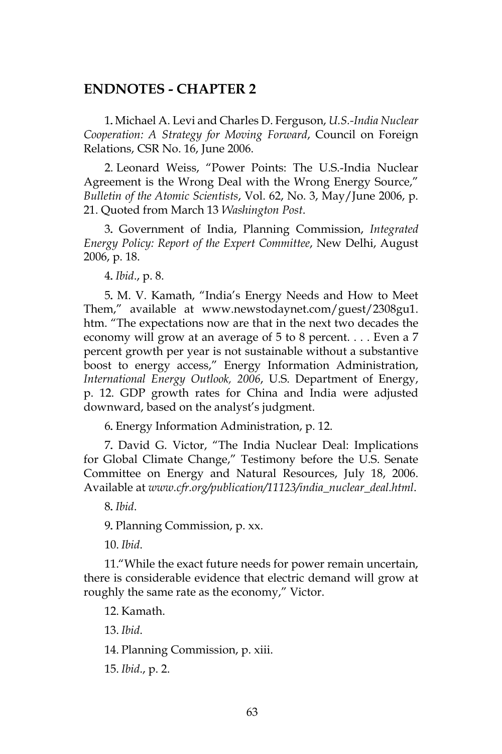## ENDNOTES - CHAPTER 2

1. Michael A. Levi and Charles D. Ferguson, *U.S.-India Nuclear Cooperation: A Strategy for Moving Forward*, Council on Foreign Relations, CSR No. 16, June 2006.

2. Leonard Weiss, "Power Points: The U.S.-India Nuclear Agreement is the Wrong Deal with the Wrong Energy Source," *Bulletin of the Atomic Scientists*, Vol. 62, No. 3, May/June 2006, p. 21. Quoted from March 13 *Washington Post*.

3. Government of India, Planning Commission, *Integrated Energy Policy: Report of the Expert Committee*, New Delhi, August 2006, p. 18.

4. *Ibid*., p. 8.

5. M. V. Kamath, "India's Energy Needs and How to Meet Them," available at www.newstodaynet.com/guest/2308gu1.htm. "The expectations now are that in the next two decades the economy will grow at an average of 5 to 8 percent. . . . Even a 7 percent growth per year is not sustainable without a substantive boost to energy access," Energy Information Administration, *International Energy Outlook, 2006*, U.S. Department of Energy, p. 12. GDP growth rates for China and India were adjusted downward, based on the analyst's judgment.

6. Energy Information Administration, p. 12.

7. David G. Victor, "The India Nuclear Deal: Implications for Global Climate Change," Testimony before the U.S. Senate Committee on Energy and Natural Resources, July 18, 2006. Available at *www.cfr.org/publication/11123/india_nuclear_deal.html*.

8. *Ibid*.

9. Planning Commission, p. xx.

10. *Ibid*.

11. "While the exact future needs for power remain uncertain, there is considerable evidence that electric demand will grow at roughly the same rate as the economy," Victor.

12. Kamath.

13. *Ibid*.

14. Planning Commission, p. xiii.

15. *Ibid*., p. 2.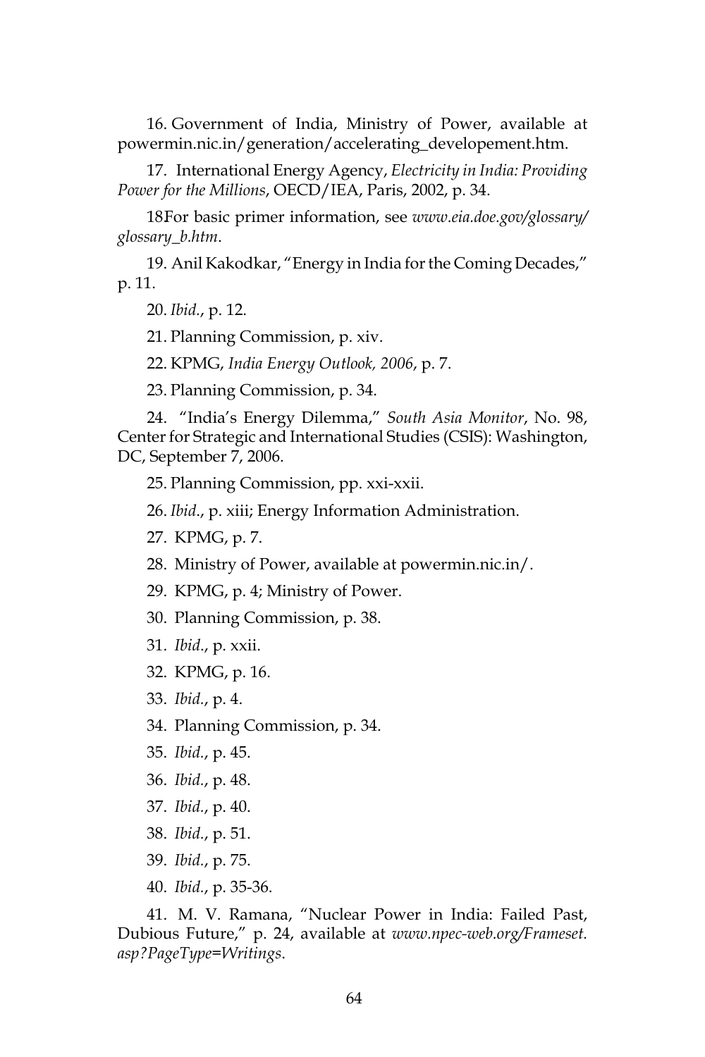16. Government of India, Ministry of Power, available at powermin.nic.in/generation/accelerating_developement.htm.

17. International Energy Agency, *Electricity in India: Providing Power for the Millions*, OECD/IEA, Paris, 2002, p. 34.

18For basic primer information, see *www.eia.doe.gov/glossary/glossary_b.htm*.

19. Anil Kakodkar, "Energy in India for the Coming Decades," p. 11.

20. *Ibid*., p. 12.

21. Planning Commission, p. xiv.

22. KPMG, *India Energy Outlook, 2006*, p. 7.

23. Planning Commission, p. 34.

24. "India's Energy Dilemma," *South Asia Monitor*, No. 98, Center for Strategic and International Studies (CSIS): Washington, DC, September 7, 2006.

25. Planning Commission, pp. xxi-xxii.

26. *Ibid*., p. xiii; Energy Information Administration.

27. KPMG, p. 7.

28. Ministry of Power, available at powermin.nic.in/.

29. KPMG, p. 4; Ministry of Power.

30. Planning Commission, p. 38.

31. *Ibid*., p. xxii.

32. KPMG, p. 16.

33. *Ibid*., p. 4.

34. Planning Commission, p. 34.

35. *Ibid*., p. 45.

36. *Ibid*., p. 48.

37. *Ibid*., p. 40.

38. *Ibid*., p. 51.

39. *Ibid*., p. 75.

40. *Ibid*., p. 35-36.

41. M. V. Ramana, "Nuclear Power in India: Failed Past, Dubious Future," p. 24, available at *www.npec-web.org/Frameset.asp?PageType=Writings*.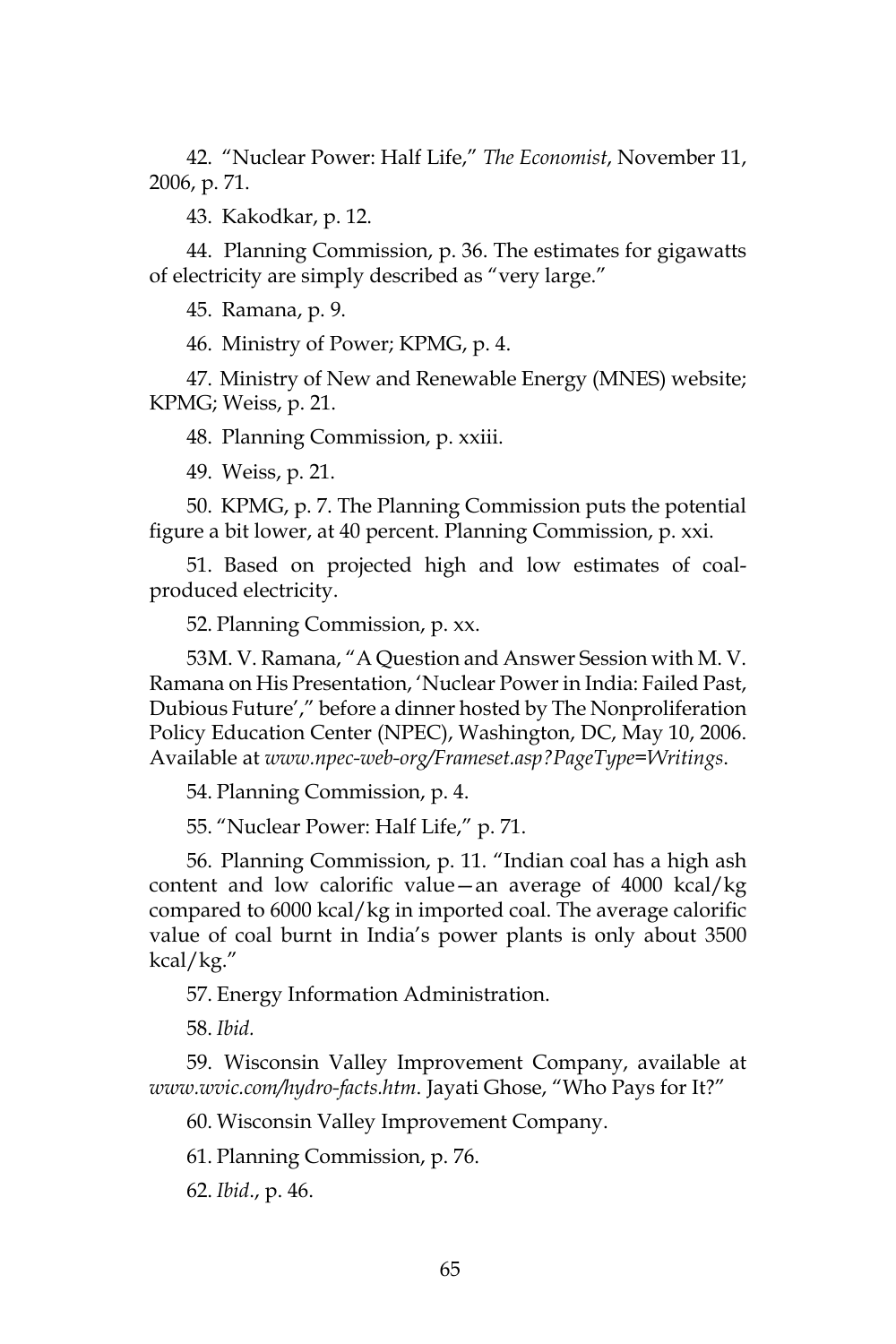42. "Nuclear Power: Half Life," *The Economist*, November 11, 2006, p. 71.

43. Kakodkar, p. 12.

44. Planning Commission, p. 36. The estimates for gigawatts of electricity are simply described as "very large."

45. Ramana, p. 9.

46. Ministry of Power; KPMG, p. 4.

47. Ministry of New and Renewable Energy (MNES) website; KPMG; Weiss, p. 21.

48. Planning Commission, p. xxiii.

49. Weiss, p. 21.

50. KPMG, p. 7. The Planning Commission puts the potential figure a bit lower, at 40 percent. Planning Commission, p. xxi.

51. Based on projected high and low estimates of coal-produced electricity.

52. Planning Commission, p. xx.

53M. V. Ramana, "A Question and Answer Session with M. V. Ramana on His Presentation, 'Nuclear Power in India: Failed Past, Dubious Future'," before a dinner hosted by The Nonproliferation Policy Education Center (NPEC), Washington, DC, May 10, 2006. Available at *www.npec-web-org/Frameset.asp?PageType=Writings*.

54. Planning Commission, p. 4.

55. "Nuclear Power: Half Life," p. 71.

56. Planning Commission, p. 11. "Indian coal has a high ash content and low calorific value—an average of 4000 kcal/kg compared to 6000 kcal/kg in imported coal. The average calorific value of coal burnt in India's power plants is only about 3500 kcal/kg."

57. Energy Information Administration.

58. *Ibid.*

59. Wisconsin Valley Improvement Company, available at *www.wvic.com/hydro-facts.htm*. Jayati Ghose, "Who Pays for It?"

60. Wisconsin Valley Improvement Company.

61. Planning Commission, p. 76.

62. *Ibid*., p. 46.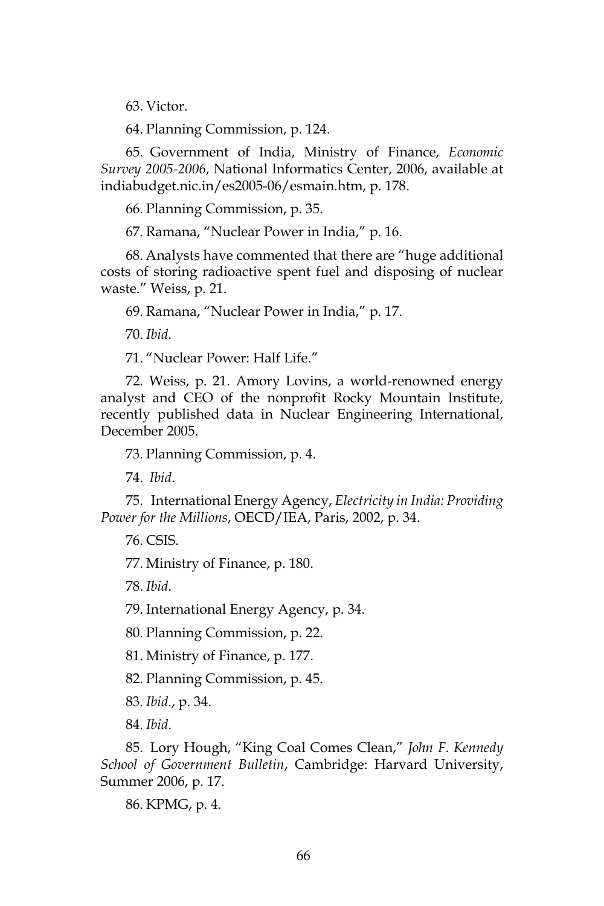63. Victor.

64. Planning Commission, p. 124.

65. Government of India, Ministry of Finance, *Economic Survey 2005-2006*, National Informatics Center, 2006, available at indiabudget.nic.in/es2005-06/esmain.htm, p. 178.

66. Planning Commission, p. 35.

67. Ramana, "Nuclear Power in India," p. 16.

68. Analysts have commented that there are "huge additional costs of storing radioactive spent fuel and disposing of nuclear waste." Weiss, p. 21.

69. Ramana, "Nuclear Power in India," p. 17.

70. *Ibid*.

71. "Nuclear Power: Half Life."

72. Weiss, p. 21. Amory Lovins, a world-renowned energy analyst and CEO of the nonprofit Rocky Mountain Institute, recently published data in Nuclear Engineering International, December 2005.

73. Planning Commission, p. 4.

74. *Ibid*.

75. International Energy Agency, *Electricity in India: Providing Power for the Millions*, OECD/IEA, Paris, 2002, p. 34.

76. CSIS.

77. Ministry of Finance, p. 180.

78. *Ibid*.

79. International Energy Agency, p. 34.

80. Planning Commission, p. 22.

81. Ministry of Finance, p. 177.

82. Planning Commission, p. 45.

83. *Ibid*., p. 34.

84. *Ibid*.

85. Lory Hough, "King Coal Comes Clean," *John F. Kennedy School of Government Bulletin*, Cambridge: Harvard University, Summer 2006, p. 17.

86. KPMG, p. 4.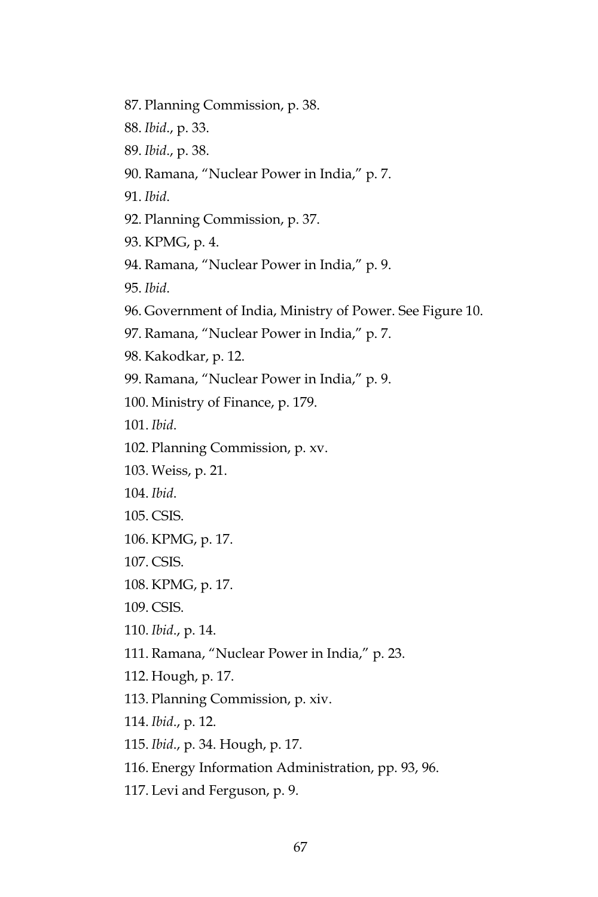87. Planning Commission, p. 38.

88. *Ibid*., p. 33.

89. *Ibid*., p. 38.

90. Ramana, “Nuclear Power in India,” p. 7.

91. *Ibid*.

92. Planning Commission, p. 37.

93. KPMG, p. 4.

94. Ramana, “Nuclear Power in India,” p. 9.

95. *Ibid*.

96. Government of India, Ministry of Power. See Figure 10.

97. Ramana, “Nuclear Power in India,” p. 7.

98. Kakodkar, p. 12.

99. Ramana, “Nuclear Power in India,” p. 9.

100. Ministry of Finance, p. 179.

101. *Ibid*.

102. Planning Commission, p. xv.

103. Weiss, p. 21.

104. *Ibid*.

105. CSIS.

106. KPMG, p. 17.

107. CSIS.

108. KPMG, p. 17.

109. CSIS.

110. *Ibid*., p. 14.

111. Ramana, “Nuclear Power in India,” p. 23.

112. Hough, p. 17.

113. Planning Commission, p. xiv.

114. *Ibid*., p. 12.

115. *Ibid*., p. 34. Hough, p. 17.

116. Energy Information Administration, pp. 93, 96.

117. Levi and Ferguson, p. 9.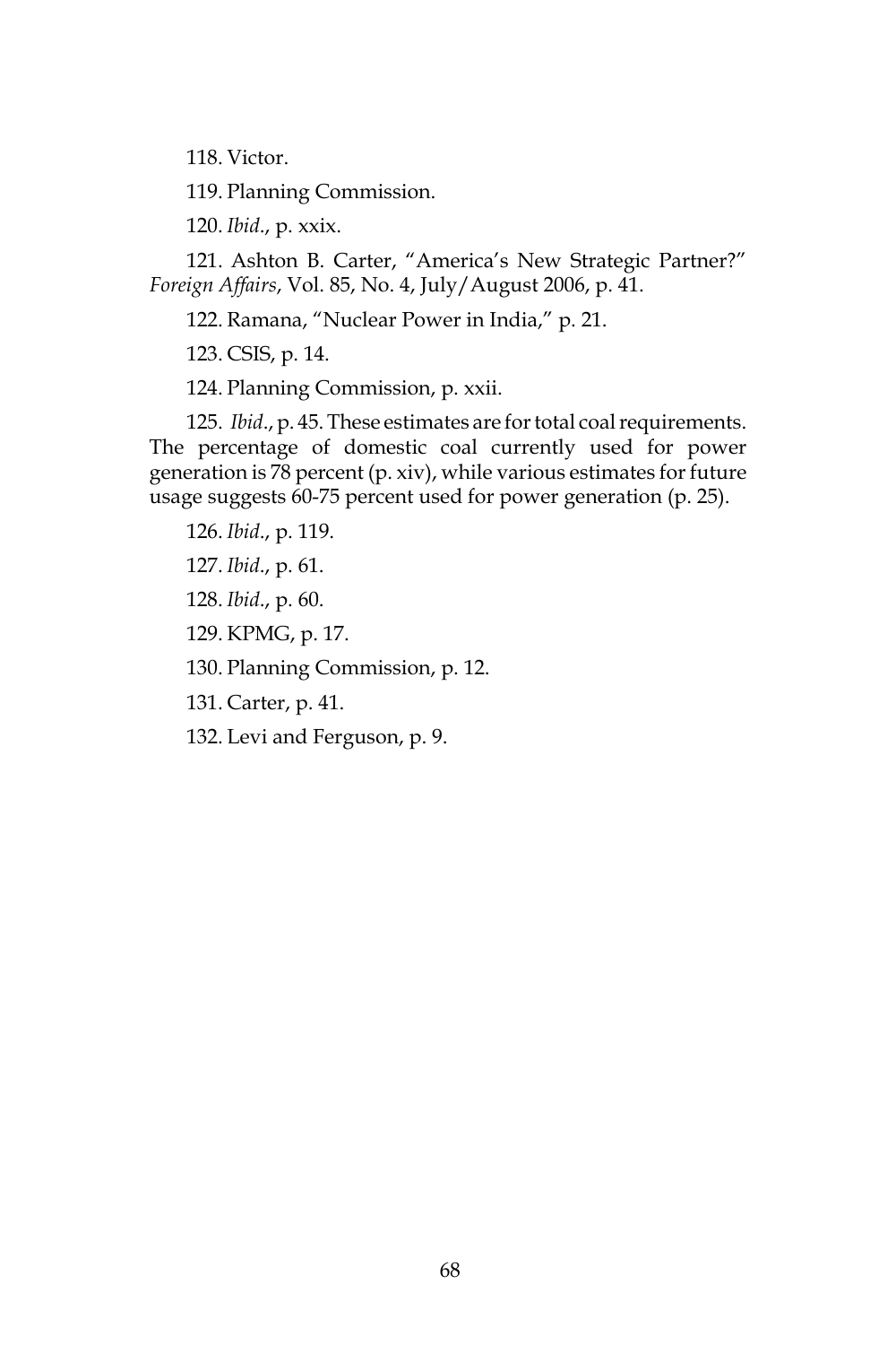118. Victor.

119. Planning Commission.

120. *Ibid*., p. xxix.

121. Ashton B. Carter, "America's New Strategic Partner?" *Foreign Affairs*, Vol. 85, No. 4, July/August 2006, p. 41.

122. Ramana, "Nuclear Power in India," p. 21.

123. CSIS, p. 14.

124. Planning Commission, p. xxii.

125. *Ibid*., p. 45. These estimates are for total coal requirements. The percentage of domestic coal currently used for power generation is 78 percent (p. xiv), while various estimates for future usage suggests 60-75 percent used for power generation (p. 25).

126. *Ibid*., p. 119.

127. *Ibid*., p. 61.

128. *Ibid*., p. 60.

129. KPMG, p. 17.

130. Planning Commission, p. 12.

131. Carter, p. 41.

132. Levi and Ferguson, p. 9.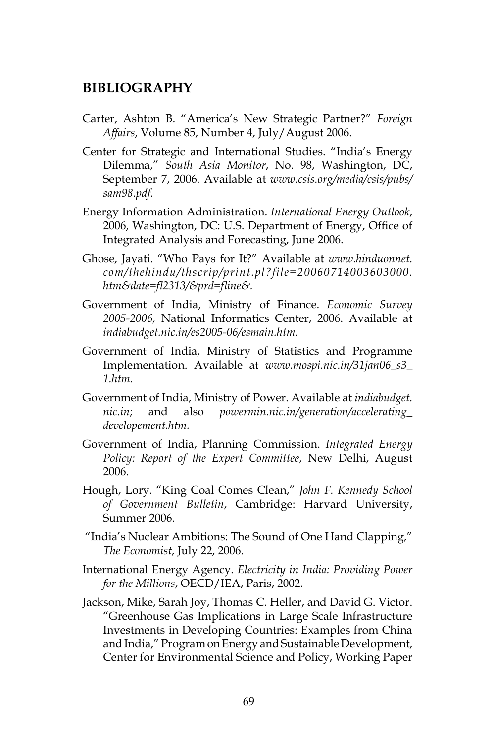## BIBLIOGRAPHY

Carter, Ashton B. "America's New Strategic Partner?" *Foreign Affairs*, Volume 85, Number 4, July/August 2006.

Center for Strategic and International Studies. "India's Energy Dilemma," *South Asia Monitor*, No. 98, Washington, DC, September 7, 2006. Available at *www.csis.org/media/csis/pubs/sam98.pdf.*

Energy Information Administration. *International Energy Outlook*, 2006, Washington, DC: U.S. Department of Energy, Office of Integrated Analysis and Forecasting, June 2006.

Ghose, Jayati. "Who Pays for It?" Available at *www.hinduonnet.com/thehindu/thscrip/print.pl?file=20060714003603000.htm&date=fl2313/&prd=fline&.*

Government of India, Ministry of Finance. *Economic Survey 2005-2006,* National Informatics Center, 2006. Available at *indiabudget.nic.in/es2005-06/esmain.htm.*

Government of India, Ministry of Statistics and Programme Implementation. Available at *www.mospi.nic.in/31jan06_s3_1.htm.*

Government of India, Ministry of Power. Available at *indiabudget.nic.in*; and also *powermin.nic.in/generation/accelerating_developement.htm.*

Government of India, Planning Commission. *Integrated Energy Policy: Report of the Expert Committee*, New Delhi, August 2006.

Hough, Lory. "King Coal Comes Clean," *John F. Kennedy School of Government Bulletin*, Cambridge: Harvard University, Summer 2006.

"India's Nuclear Ambitions: The Sound of One Hand Clapping," *The Economist*, July 22, 2006.

International Energy Agency. *Electricity in India: Providing Power for the Millions*, OECD/IEA, Paris, 2002.

Jackson, Mike, Sarah Joy, Thomas C. Heller, and David G. Victor. "Greenhouse Gas Implications in Large Scale Infrastructure Investments in Developing Countries: Examples from China and India," Program on Energy and Sustainable Development, Center for Environmental Science and Policy, Working Paper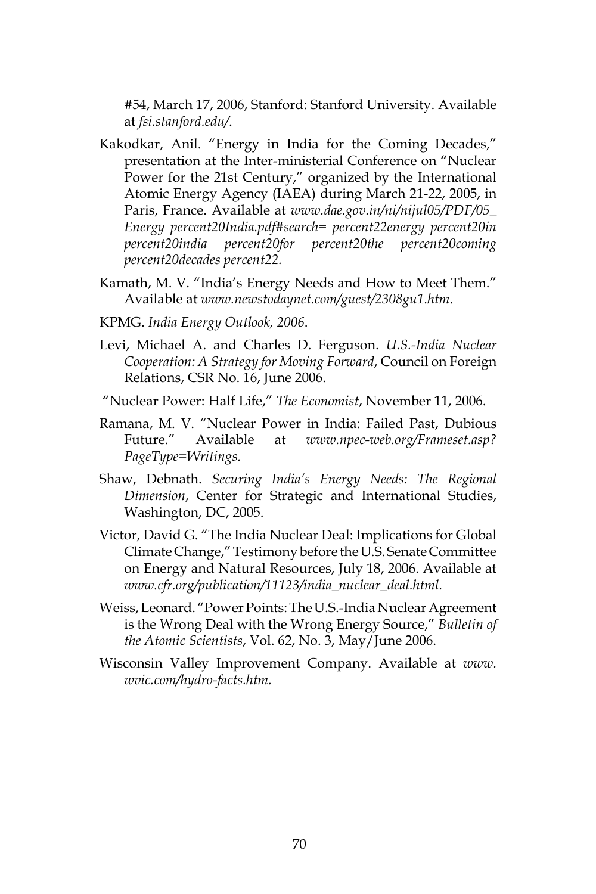#54, March 17, 2006, Stanford: Stanford University. Available at *fsi.stanford.edu/*.

Kakodkar, Anil. "Energy in India for the Coming Decades," presentation at the Inter-ministerial Conference on "Nuclear Power for the 21st Century," organized by the International Atomic Energy Agency (IAEA) during March 21-22, 2005, in Paris, France. Available at *www.dae.gov.in/ni/nijul05/PDF/05_ Energy percent20India.pdf#search= percent22energy percent20in percent20india percent20for percent20the percent20coming percent20decades percent22.*

Kamath, M. V. "India's Energy Needs and How to Meet Them." Available at *www.newstodaynet.com/guest/2308gu1.htm*.

KPMG. *India Energy Outlook, 2006*.

Levi, Michael A. and Charles D. Ferguson. *U.S.-India Nuclear Cooperation: A Strategy for Moving Forward*, Council on Foreign Relations, CSR No. 16, June 2006.

"Nuclear Power: Half Life," *The Economist*, November 11, 2006.

Ramana, M. V. "Nuclear Power in India: Failed Past, Dubious Future." Available at *www.npec-web.org/Frameset.asp?PageType=Writings.*

Shaw, Debnath. *Securing India's Energy Needs: The Regional Dimension*, Center for Strategic and International Studies, Washington, DC, 2005.

Victor, David G. "The India Nuclear Deal: Implications for Global Climate Change," Testimony before the U.S. Senate Committee on Energy and Natural Resources, July 18, 2006. Available at *www.cfr.org/publication/11123/india_nuclear_deal.html.*

Weiss, Leonard. "Power Points: The U.S.-India Nuclear Agreement is the Wrong Deal with the Wrong Energy Source," *Bulletin of the Atomic Scientists*, Vol. 62, No. 3, May/June 2006.

Wisconsin Valley Improvement Company. Available at *www. wvic.com/hydro-facts.htm.*